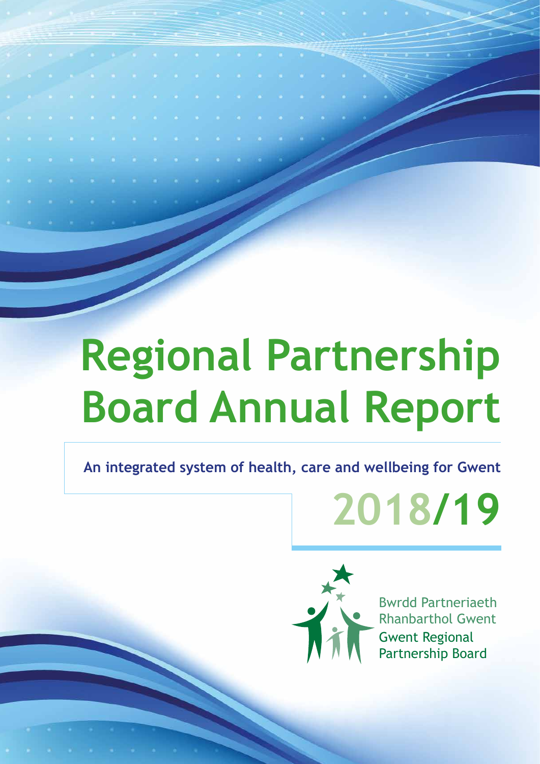# Regional Partnership Board Annual Report

**An integrated system of health, care and wellbeing for Gwent**

**2018/19**

Bwrdd Partneriaeth Rhanbarthol Gwent

Gwent Regional Partnership Board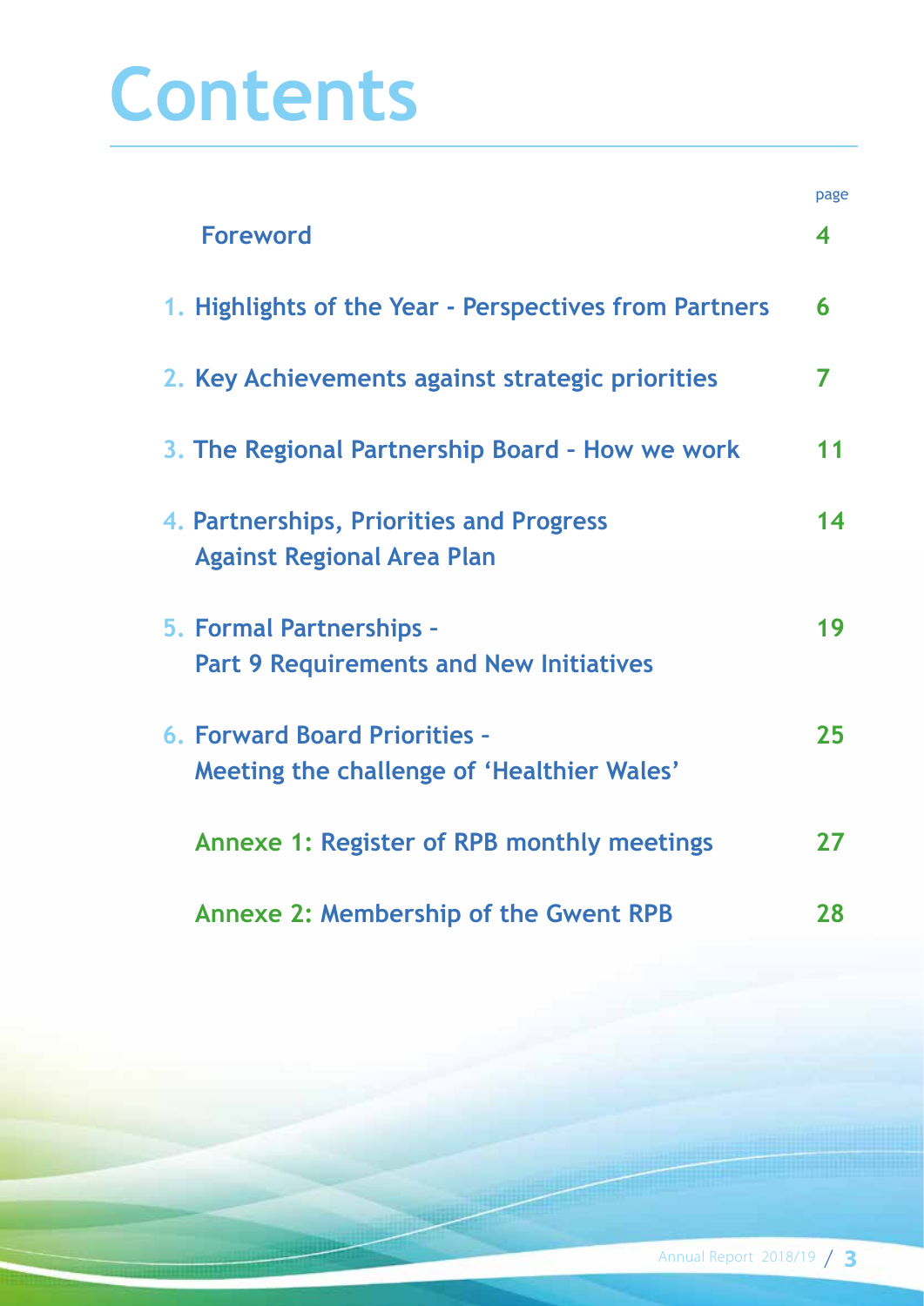# Contents

| | page |
|---|---|
| Foreword | 4 |
| 1. Highlights of the Year - Perspectives from Partners | 6 |
| 2. Key Achievements against strategic priorities | 7 |
| 3. The Regional Partnership Board – How we work | 11 |
| 4. Partnerships, Priorities and Progress Against Regional Area Plan | 14 |
| 5. Formal Partnerships – Part 9 Requirements and New Initiatives | 19 |
| 6. Forward Board Priorities – Meeting the challenge of 'Healthier Wales' | 25 |
| Annexe 1: Register of RPB monthly meetings | 27 |
| Annexe 2: Membership of the Gwent RPB | 28 |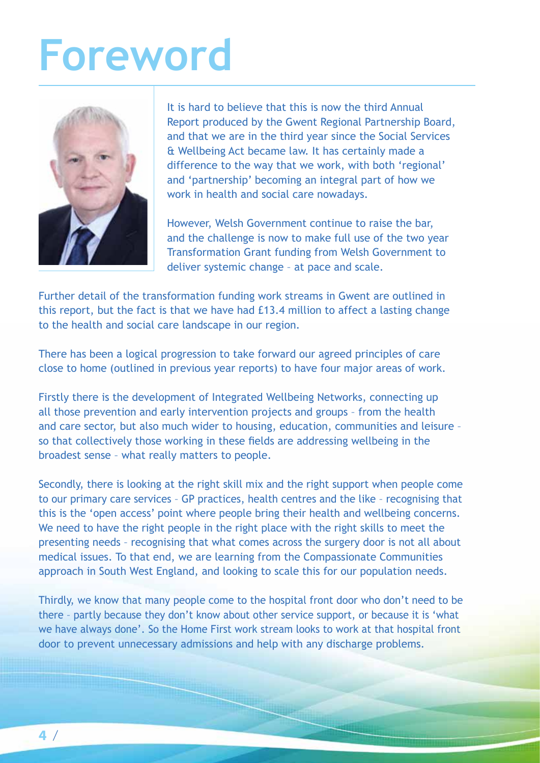# Foreword

It is hard to believe that this is now the third Annual Report produced by the Gwent Regional Partnership Board, and that we are in the third year since the Social Services & Wellbeing Act became law. It has certainly made a difference to the way that we work, with both 'regional' and 'partnership' becoming an integral part of how we work in health and social care nowadays.

However, Welsh Government continue to raise the bar, and the challenge is now to make full use of the two year Transformation Grant funding from Welsh Government to deliver systemic change – at pace and scale.

Further detail of the transformation funding work streams in Gwent are outlined in this report, but the fact is that we have had £13.4 million to affect a lasting change to the health and social care landscape in our region.

There has been a logical progression to take forward our agreed principles of care close to home (outlined in previous year reports) to have four major areas of work.

Firstly there is the development of Integrated Wellbeing Networks, connecting up all those prevention and early intervention projects and groups – from the health and care sector, but also much wider to housing, education, communities and leisure – so that collectively those working in these fields are addressing wellbeing in the broadest sense – what really matters to people.

Secondly, there is looking at the right skill mix and the right support when people come to our primary care services – GP practices, health centres and the like – recognising that this is the 'open access' point where people bring their health and wellbeing concerns. We need to have the right people in the right place with the right skills to meet the presenting needs – recognising that what comes across the surgery door is not all about medical issues. To that end, we are learning from the Compassionate Communities approach in South West England, and looking to scale this for our population needs.

Thirdly, we know that many people come to the hospital front door who don't need to be there – partly because they don't know about other service support, or because it is 'what we have always done'. So the Home First work stream looks to work at that hospital front door to prevent unnecessary admissions and help with any discharge problems.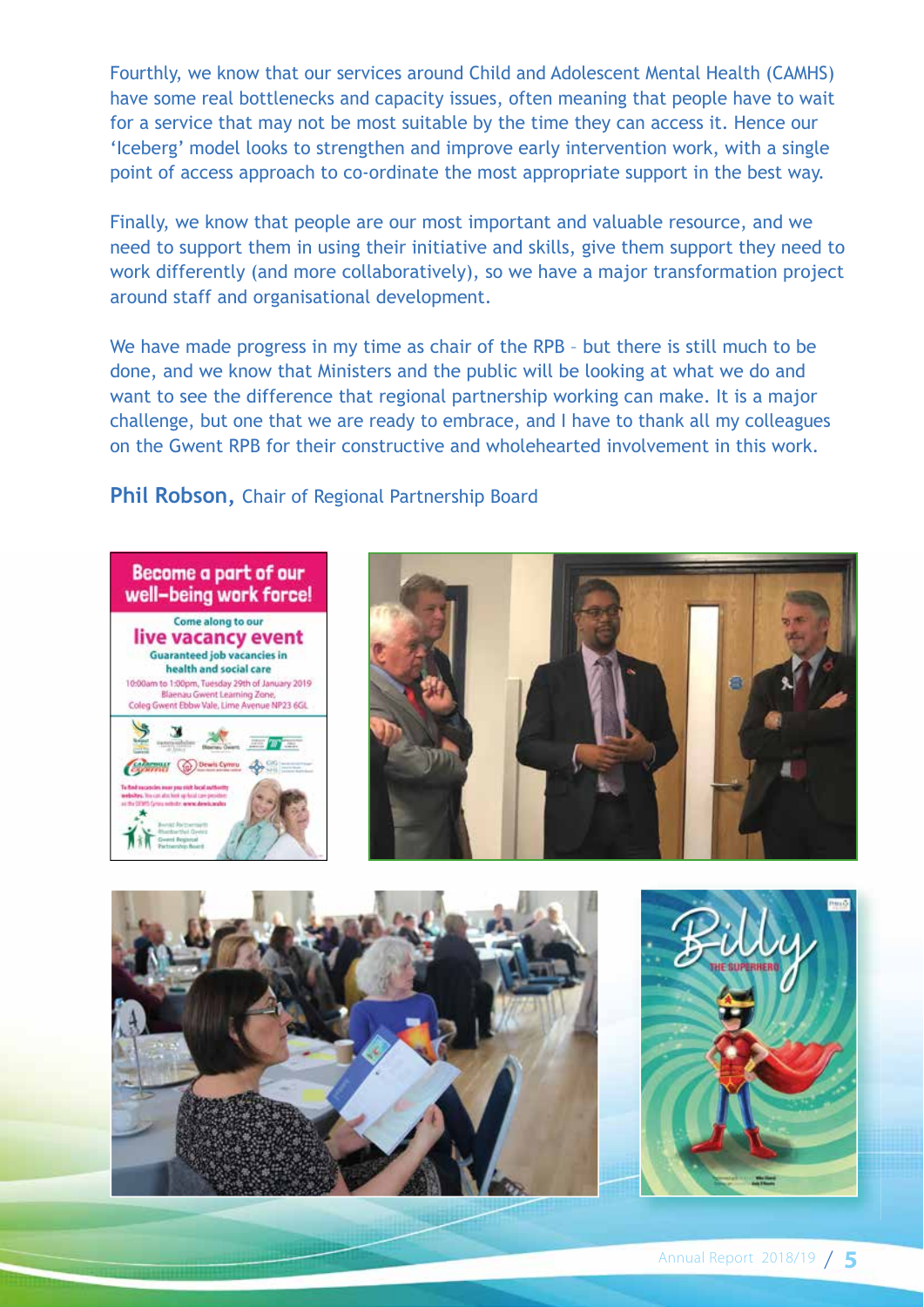Fourthly, we know that our services around Child and Adolescent Mental Health (CAMHS) have some real bottlenecks and capacity issues, often meaning that people have to wait for a service that may not be most suitable by the time they can access it. Hence our 'Iceberg' model looks to strengthen and improve early intervention work, with a single point of access approach to co-ordinate the most appropriate support in the best way.

Finally, we know that people are our most important and valuable resource, and we need to support them in using their initiative and skills, give them support they need to work differently (and more collaboratively), so we have a major transformation project around staff and organisational development.

We have made progress in my time as chair of the RPB – but there is still much to be done, and we know that Ministers and the public will be looking at what we do and want to see the difference that regional partnership working can make. It is a major challenge, but one that we are ready to embrace, and I have to thank all my colleagues on the Gwent RPB for their constructive and wholehearted involvement in this work.

**Phil Robson,** Chair of Regional Partnership Board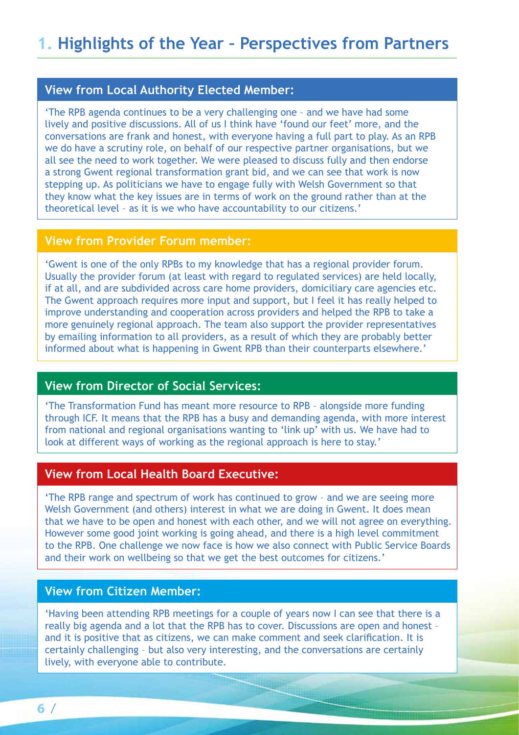# 1. Highlights of the Year – Perspectives from Partners

### View from Local Authority Elected Member:

'The RPB agenda continues to be a very challenging one – and we have had some lively and positive discussions. All of us I think have 'found our feet' more, and the conversations are frank and honest, with everyone having a full part to play. As an RPB we do have a scrutiny role, on behalf of our respective partner organisations, but we all see the need to work together. We were pleased to discuss fully and then endorse a strong Gwent regional transformation grant bid, and we can see that work is now stepping up. As politicians we have to engage fully with Welsh Government so that they know what the key issues are in terms of work on the ground rather than at the theoretical level – as it is we who have accountability to our citizens.'

### View from Provider Forum member:

'Gwent is one of the only RPBs to my knowledge that has a regional provider forum. Usually the provider forum (at least with regard to regulated services) are held locally, if at all, and are subdivided across care home providers, domiciliary care agencies etc. The Gwent approach requires more input and support, but I feel it has really helped to improve understanding and cooperation across providers and helped the RPB to take a more genuinely regional approach. The team also support the provider representatives by emailing information to all providers, as a result of which they are probably better informed about what is happening in Gwent RPB than their counterparts elsewhere.'

### View from Director of Social Services:

'The Transformation Fund has meant more resource to RPB – alongside more funding through ICF. It means that the RPB has a busy and demanding agenda, with more interest from national and regional organisations wanting to 'link up' with us. We have had to look at different ways of working as the regional approach is here to stay.'

### View from Local Health Board Executive:

'The RPB range and spectrum of work has continued to grow – and we are seeing more Welsh Government (and others) interest in what we are doing in Gwent. It does mean that we have to be open and honest with each other, and we will not agree on everything. However some good joint working is going ahead, and there is a high level commitment to the RPB. One challenge we now face is how we also connect with Public Service Boards and their work on wellbeing so that we get the best outcomes for citizens.'

### View from Citizen Member:

'Having been attending RPB meetings for a couple of years now I can see that there is a really big agenda and a lot that the RPB has to cover. Discussions are open and honest – and it is positive that as citizens, we can make comment and seek clarification. It is certainly challenging – but also very interesting, and the conversations are certainly lively, with everyone able to contribute.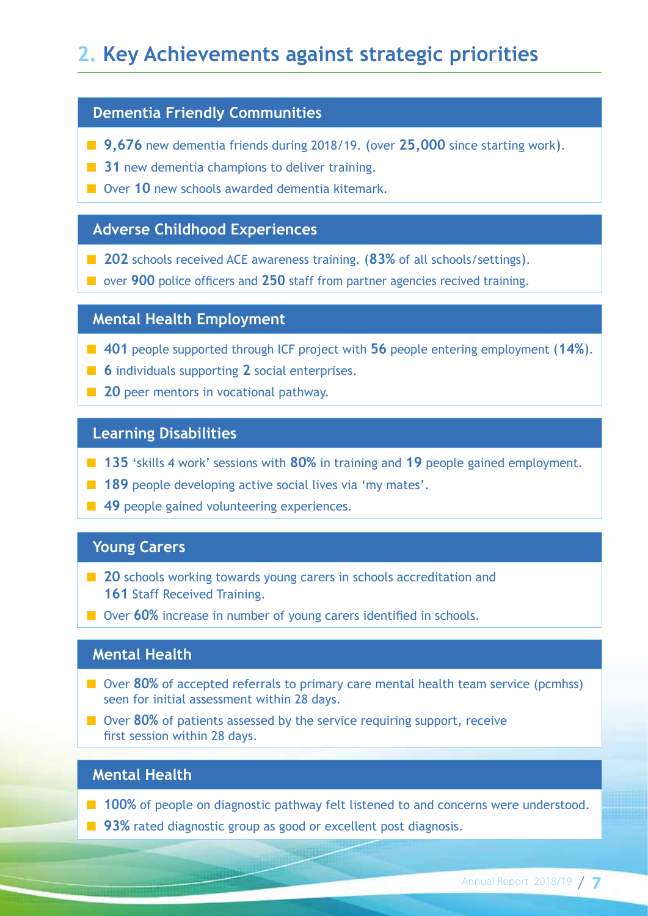## 2. Key Achievements against strategic priorities

### Dementia Friendly Communities

- **9,676** new dementia friends during 2018/19. (over **25,000** since starting work).
- **31** new dementia champions to deliver training.
- Over **10** new schools awarded dementia kitemark.

### Adverse Childhood Experiences

- **202** schools received ACE awareness training. (**83%** of all schools/settings).
- over **900** police officers and **250** staff from partner agencies recived training.

### Mental Health Employment

- **401** people supported through ICF project with **56** people entering employment (**14%**).
- **6** individuals supporting **2** social enterprises.
- **20** peer mentors in vocational pathway.

### Learning Disabilities

- **135** 'skills 4 work' sessions with **80%** in training and **19** people gained employment.
- **189** people developing active social lives via 'my mates'.
- **49** people gained volunteering experiences.

### Young Carers

- **20** schools working towards young carers in schools accreditation and **161** Staff Received Training.
- Over **60%** increase in number of young carers identified in schools.

### Mental Health

- Over **80%** of accepted referrals to primary care mental health team service (pcmhss) seen for initial assessment within 28 days.
- Over **80%** of patients assessed by the service requiring support, receive first session within 28 days.

### Mental Health

- **100%** of people on diagnostic pathway felt listened to and concerns were understood.
- **93%** rated diagnostic group as good or excellent post diagnosis.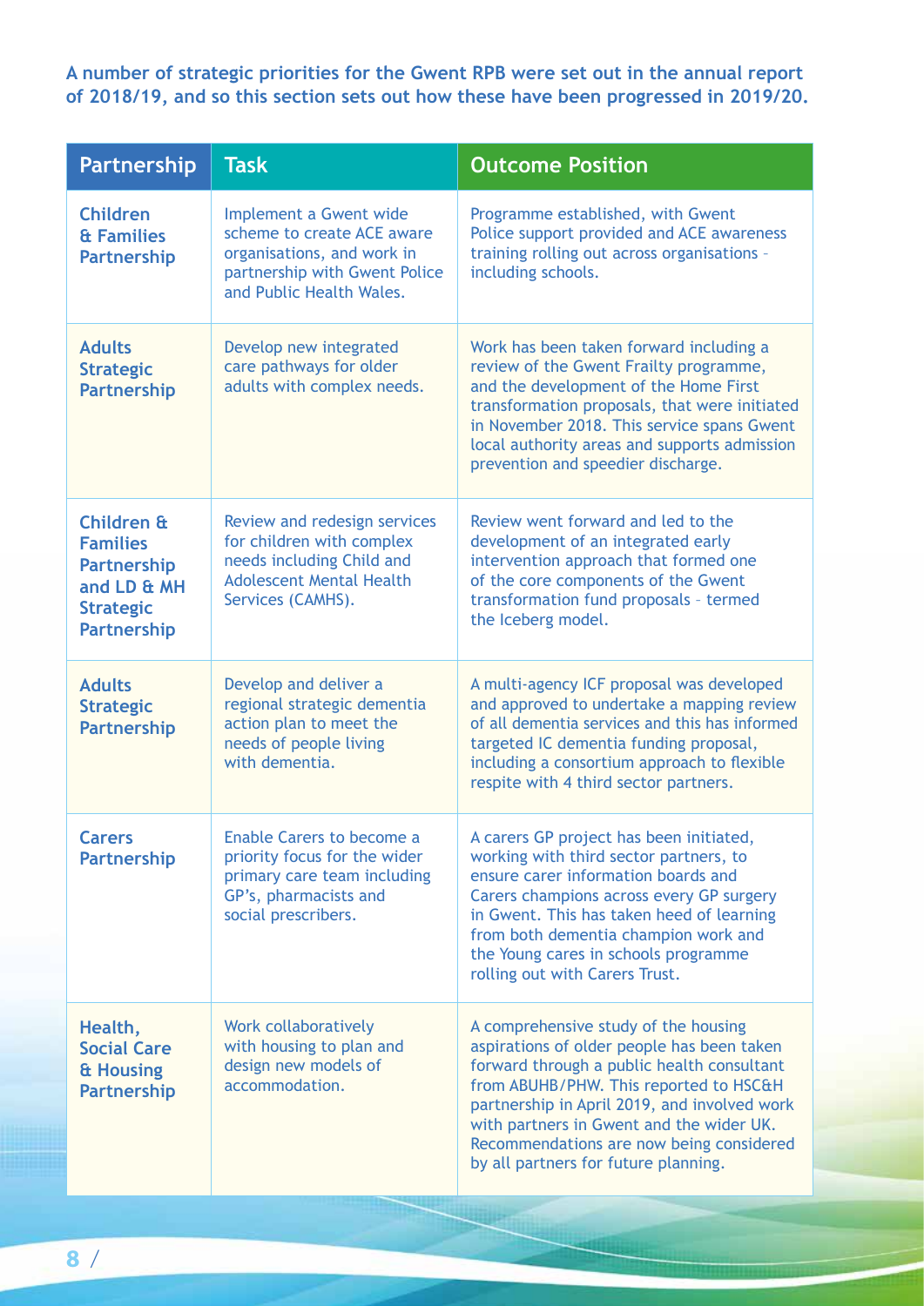**A number of strategic priorities for the Gwent RPB were set out in the annual report of 2018/19, and so this section sets out how these have been progressed in 2019/20.**

| Partnership | Task | Outcome Position |
| --- | --- | --- |
| **Children & Families Partnership** | Implement a Gwent wide scheme to create ACE aware organisations, and work in partnership with Gwent Police and Public Health Wales. | Programme established, with Gwent Police support provided and ACE awareness training rolling out across organisations – including schools. |
| **Adults Strategic Partnership** | Develop new integrated care pathways for older adults with complex needs. | Work has been taken forward including a review of the Gwent Frailty programme, and the development of the Home First transformation proposals, that were initiated in November 2018. This service spans Gwent local authority areas and supports admission prevention and speedier discharge. |
| **Children & Families Partnership and LD & MH Strategic Partnership** | Review and redesign services for children with complex needs including Child and Adolescent Mental Health Services (CAMHS). | Review went forward and led to the development of an integrated early intervention approach that formed one of the core components of the Gwent transformation fund proposals – termed the Iceberg model. |
| **Adults Strategic Partnership** | Develop and deliver a regional strategic dementia action plan to meet the needs of people living with dementia. | A multi-agency ICF proposal was developed and approved to undertake a mapping review of all dementia services and this has informed targeted IC dementia funding proposal, including a consortium approach to flexible respite with 4 third sector partners. |
| **Carers Partnership** | Enable Carers to become a priority focus for the wider primary care team including GP's, pharmacists and social prescribers. | A carers GP project has been initiated, working with third sector partners, to ensure carer information boards and Carers champions across every GP surgery in Gwent. This has taken heed of learning from both dementia champion work and the Young cares in schools programme rolling out with Carers Trust. |
| **Health, Social Care & Housing Partnership** | Work collaboratively with housing to plan and design new models of accommodation. | A comprehensive study of the housing aspirations of older people has been taken forward through a public health consultant from ABUHB/PHW. This reported to HSC&H partnership in April 2019, and involved work with partners in Gwent and the wider UK. Recommendations are now being considered by all partners for future planning. |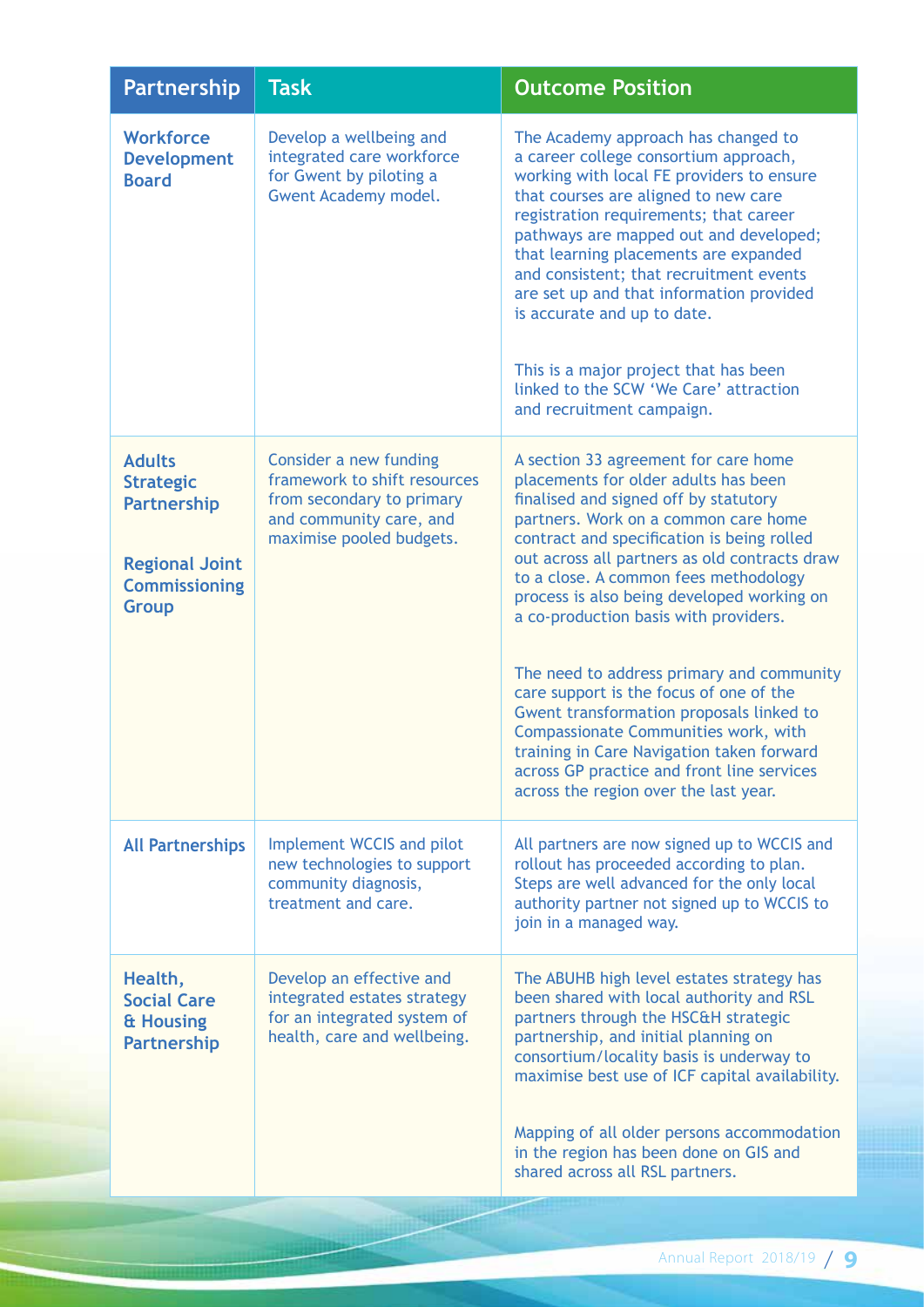| Partnership | Task | Outcome Position |
|---|---|---|
| **Workforce Development Board** | Develop a wellbeing and integrated care workforce for Gwent by piloting a Gwent Academy model. | The Academy approach has changed to a career college consortium approach, working with local FE providers to ensure that courses are aligned to new care registration requirements; that career pathways are mapped out and developed; that learning placements are expanded and consistent; that recruitment events are set up and that information provided is accurate and up to date.<br><br>This is a major project that has been linked to the SCW 'We Care' attraction and recruitment campaign. |
| **Adults Strategic Partnership**<br><br>**Regional Joint Commissioning Group** | Consider a new funding framework to shift resources from secondary to primary and community care, and maximise pooled budgets. | A section 33 agreement for care home placements for older adults has been finalised and signed off by statutory partners. Work on a common care home contract and specification is being rolled out across all partners as old contracts draw to a close. A common fees methodology process is also being developed working on a co-production basis with providers.<br><br>The need to address primary and community care support is the focus of one of the Gwent transformation proposals linked to Compassionate Communities work, with training in Care Navigation taken forward across GP practice and front line services across the region over the last year. |
| **All Partnerships** | Implement WCCIS and pilot new technologies to support community diagnosis, treatment and care. | All partners are now signed up to WCCIS and rollout has proceeded according to plan. Steps are well advanced for the only local authority partner not signed up to WCCIS to join in a managed way. |
| **Health, Social Care & Housing Partnership** | Develop an effective and integrated estates strategy for an integrated system of health, care and wellbeing. | The ABUHB high level estates strategy has been shared with local authority and RSL partners through the HSC&H strategic partnership, and initial planning on consortium/locality basis is underway to maximise best use of ICF capital availability.<br><br>Mapping of all older persons accommodation in the region has been done on GIS and shared across all RSL partners. |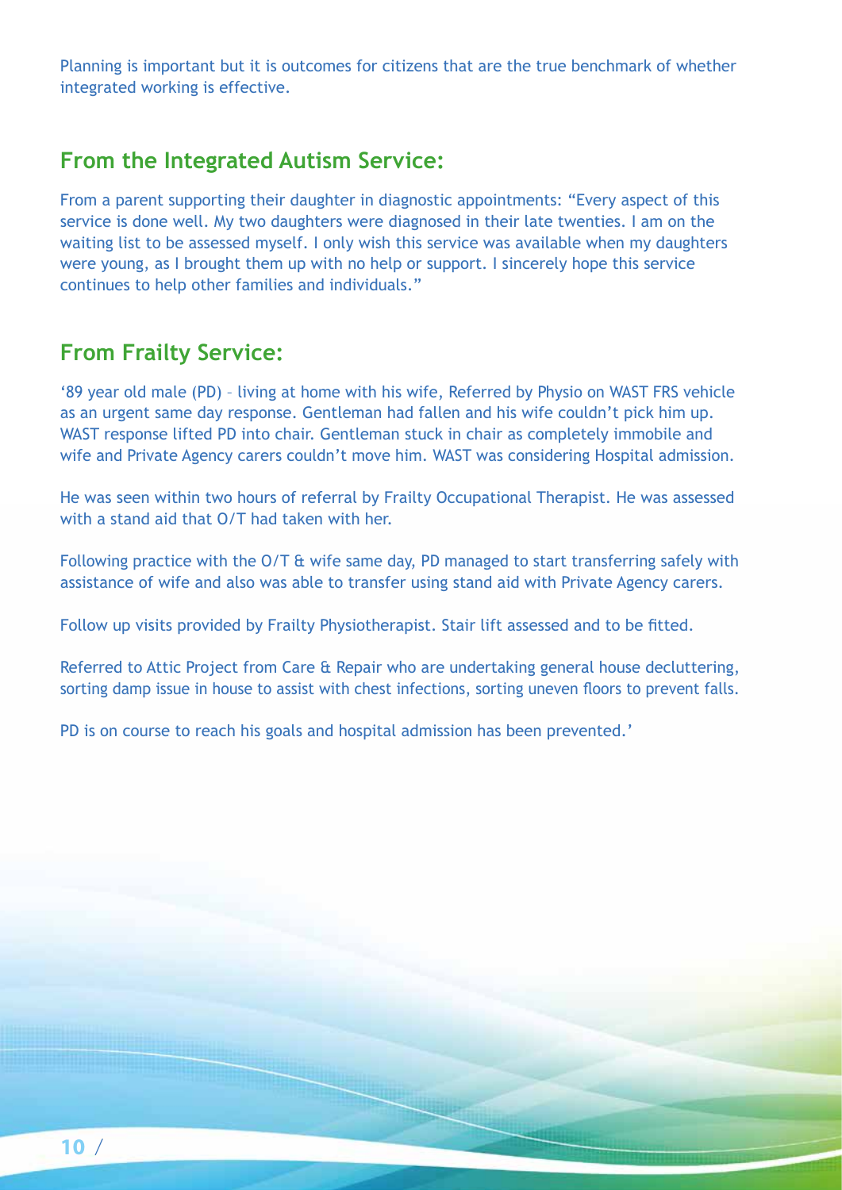Planning is important but it is outcomes for citizens that are the true benchmark of whether integrated working is effective.

## From the Integrated Autism Service:

From a parent supporting their daughter in diagnostic appointments: "Every aspect of this service is done well. My two daughters were diagnosed in their late twenties. I am on the waiting list to be assessed myself. I only wish this service was available when my daughters were young, as I brought them up with no help or support. I sincerely hope this service continues to help other families and individuals."

## From Frailty Service:

'89 year old male (PD) – living at home with his wife, Referred by Physio on WAST FRS vehicle as an urgent same day response. Gentleman had fallen and his wife couldn't pick him up. WAST response lifted PD into chair. Gentleman stuck in chair as completely immobile and wife and Private Agency carers couldn't move him. WAST was considering Hospital admission.

He was seen within two hours of referral by Frailty Occupational Therapist. He was assessed with a stand aid that O/T had taken with her.

Following practice with the O/T & wife same day, PD managed to start transferring safely with assistance of wife and also was able to transfer using stand aid with Private Agency carers.

Follow up visits provided by Frailty Physiotherapist. Stair lift assessed and to be fitted.

Referred to Attic Project from Care & Repair who are undertaking general house decluttering, sorting damp issue in house to assist with chest infections, sorting uneven floors to prevent falls.

PD is on course to reach his goals and hospital admission has been prevented.'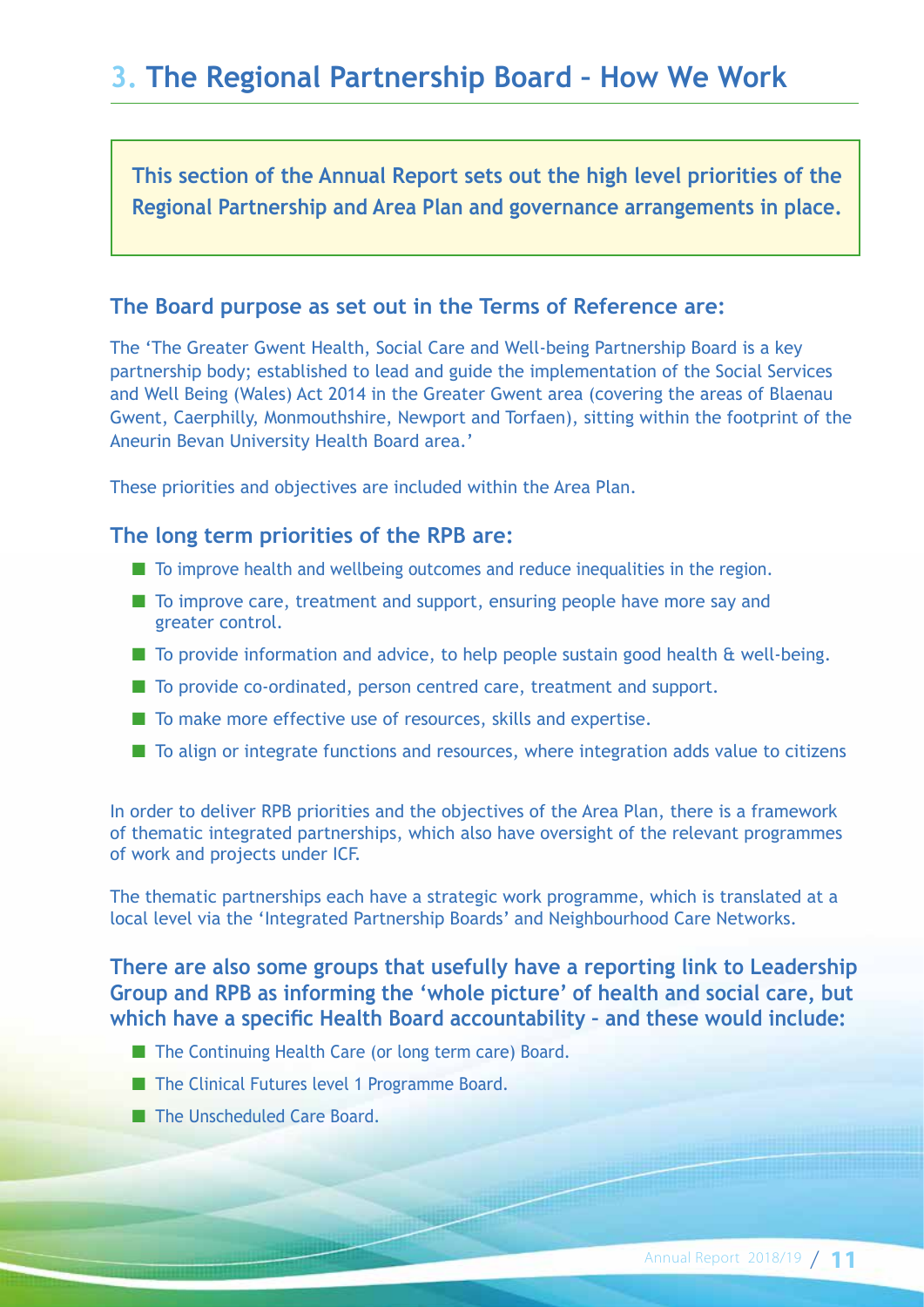# 3. The Regional Partnership Board – How We Work

**This section of the Annual Report sets out the high level priorities of the Regional Partnership and Area Plan and governance arrangements in place.**

### The Board purpose as set out in the Terms of Reference are:

The 'The Greater Gwent Health, Social Care and Well-being Partnership Board is a key partnership body; established to lead and guide the implementation of the Social Services and Well Being (Wales) Act 2014 in the Greater Gwent area (covering the areas of Blaenau Gwent, Caerphilly, Monmouthshire, Newport and Torfaen), sitting within the footprint of the Aneurin Bevan University Health Board area.'

These priorities and objectives are included within the Area Plan.

### The long term priorities of the RPB are:

- To improve health and wellbeing outcomes and reduce inequalities in the region.
- To improve care, treatment and support, ensuring people have more say and greater control.
- To provide information and advice, to help people sustain good health & well-being.
- To provide co-ordinated, person centred care, treatment and support.
- To make more effective use of resources, skills and expertise.
- To align or integrate functions and resources, where integration adds value to citizens

In order to deliver RPB priorities and the objectives of the Area Plan, there is a framework of thematic integrated partnerships, which also have oversight of the relevant programmes of work and projects under ICF.

The thematic partnerships each have a strategic work programme, which is translated at a local level via the 'Integrated Partnership Boards' and Neighbourhood Care Networks.

### There are also some groups that usefully have a reporting link to Leadership Group and RPB as informing the 'whole picture' of health and social care, but which have a specific Health Board accountability – and these would include:

- The Continuing Health Care (or long term care) Board.
- The Clinical Futures level 1 Programme Board.
- The Unscheduled Care Board.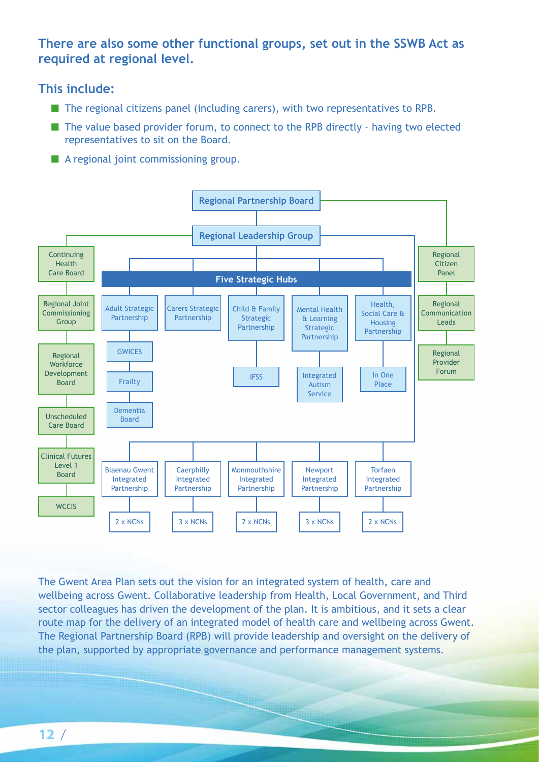## There are also some other functional groups, set out in the SSWB Act as required at regional level.

### This include:

- The regional citizens panel (including carers), with two representatives to RPB.
- The value based provider forum, to connect to the RPB directly – having two elected representatives to sit on the Board.
- A regional joint commissioning group.

Regional Partnership Board

Regional Leadership Group

Continuing Health Care Board

Regional Joint Commissioning Group

Regional Workforce Development Board

Unscheduled Care Board

Clinical Futures Level 1 Board

WCCIS

Five Strategic Hubs

Adult Strategic Partnership

GWICES

Frailty

Dementia Board

Carers Strategic Partnership

Child & Family Strategic Partnership

IFSS

Mental Health & Learning Strategic Partnership

Integrated Autism Service

Health, Social Care & Housing Partnership

In One Place

Regional Citizen Panel

Regional Communication Leads

Regional Provider Forum

Blaenau Gwent Integrated Partnership

2 x NCNs

Caerphilly Integrated Partnership

3 x NCNs

Monmouthshire Integrated Partnership

2 x NCNs

Newport Integrated Partnership

3 x NCNs

Torfaen Integrated Partnership

2 x NCNs

The Gwent Area Plan sets out the vision for an integrated system of health, care and wellbeing across Gwent. Collaborative leadership from Health, Local Government, and Third sector colleagues has driven the development of the plan. It is ambitious, and it sets a clear route map for the delivery of an integrated model of health care and wellbeing across Gwent. The Regional Partnership Board (RPB) will provide leadership and oversight on the delivery of the plan, supported by appropriate governance and performance management systems.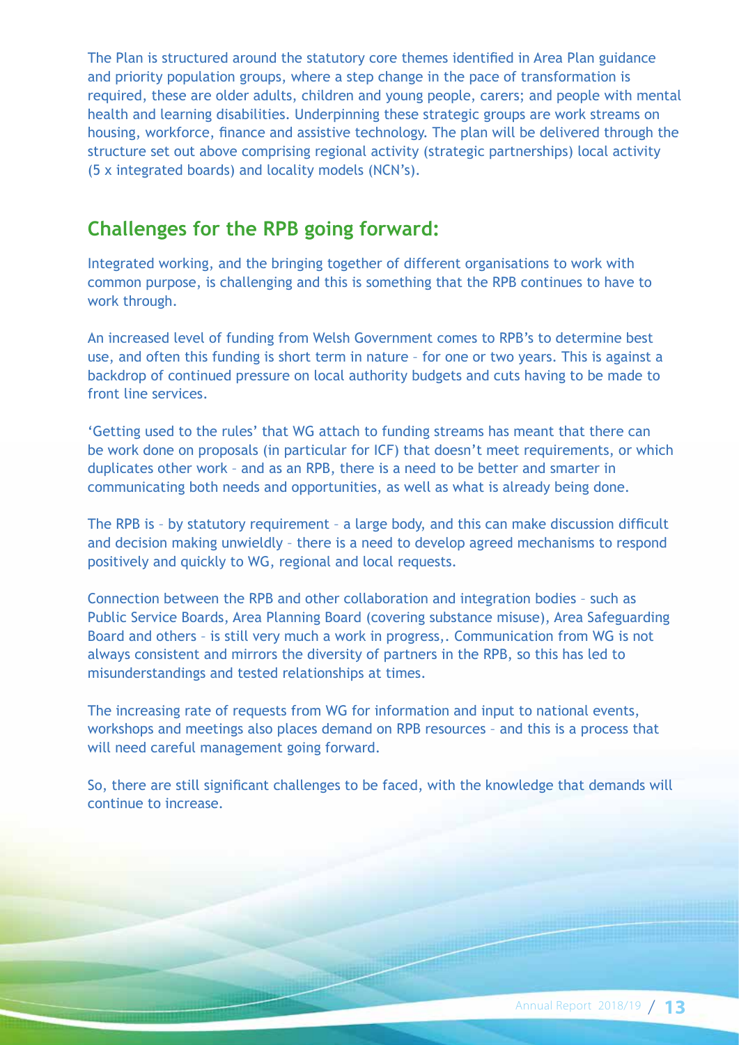The Plan is structured around the statutory core themes identified in Area Plan guidance and priority population groups, where a step change in the pace of transformation is required, these are older adults, children and young people, carers; and people with mental health and learning disabilities. Underpinning these strategic groups are work streams on housing, workforce, finance and assistive technology. The plan will be delivered through the structure set out above comprising regional activity (strategic partnerships) local activity (5 x integrated boards) and locality models (NCN's).

## Challenges for the RPB going forward:

Integrated working, and the bringing together of different organisations to work with common purpose, is challenging and this is something that the RPB continues to have to work through.

An increased level of funding from Welsh Government comes to RPB's to determine best use, and often this funding is short term in nature – for one or two years. This is against a backdrop of continued pressure on local authority budgets and cuts having to be made to front line services.

'Getting used to the rules' that WG attach to funding streams has meant that there can be work done on proposals (in particular for ICF) that doesn't meet requirements, or which duplicates other work – and as an RPB, there is a need to be better and smarter in communicating both needs and opportunities, as well as what is already being done.

The RPB is – by statutory requirement – a large body, and this can make discussion difficult and decision making unwieldly – there is a need to develop agreed mechanisms to respond positively and quickly to WG, regional and local requests.

Connection between the RPB and other collaboration and integration bodies – such as Public Service Boards, Area Planning Board (covering substance misuse), Area Safeguarding Board and others – is still very much a work in progress,. Communication from WG is not always consistent and mirrors the diversity of partners in the RPB, so this has led to misunderstandings and tested relationships at times.

The increasing rate of requests from WG for information and input to national events, workshops and meetings also places demand on RPB resources – and this is a process that will need careful management going forward.

So, there are still significant challenges to be faced, with the knowledge that demands will continue to increase.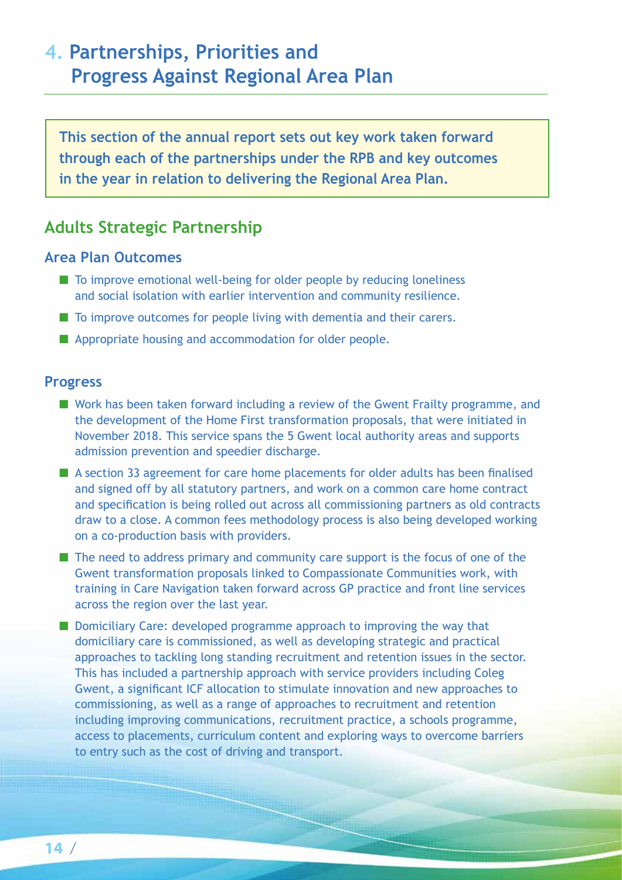# 4. Partnerships, Priorities and Progress Against Regional Area Plan

**This section of the annual report sets out key work taken forward through each of the partnerships under the RPB and key outcomes in the year in relation to delivering the Regional Area Plan.**

## Adults Strategic Partnership

### Area Plan Outcomes

- To improve emotional well-being for older people by reducing loneliness and social isolation with earlier intervention and community resilience.
- To improve outcomes for people living with dementia and their carers.
- Appropriate housing and accommodation for older people.

### Progress

- Work has been taken forward including a review of the Gwent Frailty programme, and the development of the Home First transformation proposals, that were initiated in November 2018. This service spans the 5 Gwent local authority areas and supports admission prevention and speedier discharge.
- A section 33 agreement for care home placements for older adults has been finalised and signed off by all statutory partners, and work on a common care home contract and specification is being rolled out across all commissioning partners as old contracts draw to a close. A common fees methodology process is also being developed working on a co-production basis with providers.
- The need to address primary and community care support is the focus of one of the Gwent transformation proposals linked to Compassionate Communities work, with training in Care Navigation taken forward across GP practice and front line services across the region over the last year.
- Domiciliary Care: developed programme approach to improving the way that domiciliary care is commissioned, as well as developing strategic and practical approaches to tackling long standing recruitment and retention issues in the sector. This has included a partnership approach with service providers including Coleg Gwent, a significant ICF allocation to stimulate innovation and new approaches to commissioning, as well as a range of approaches to recruitment and retention including improving communications, recruitment practice, a schools programme, access to placements, curriculum content and exploring ways to overcome barriers to entry such as the cost of driving and transport.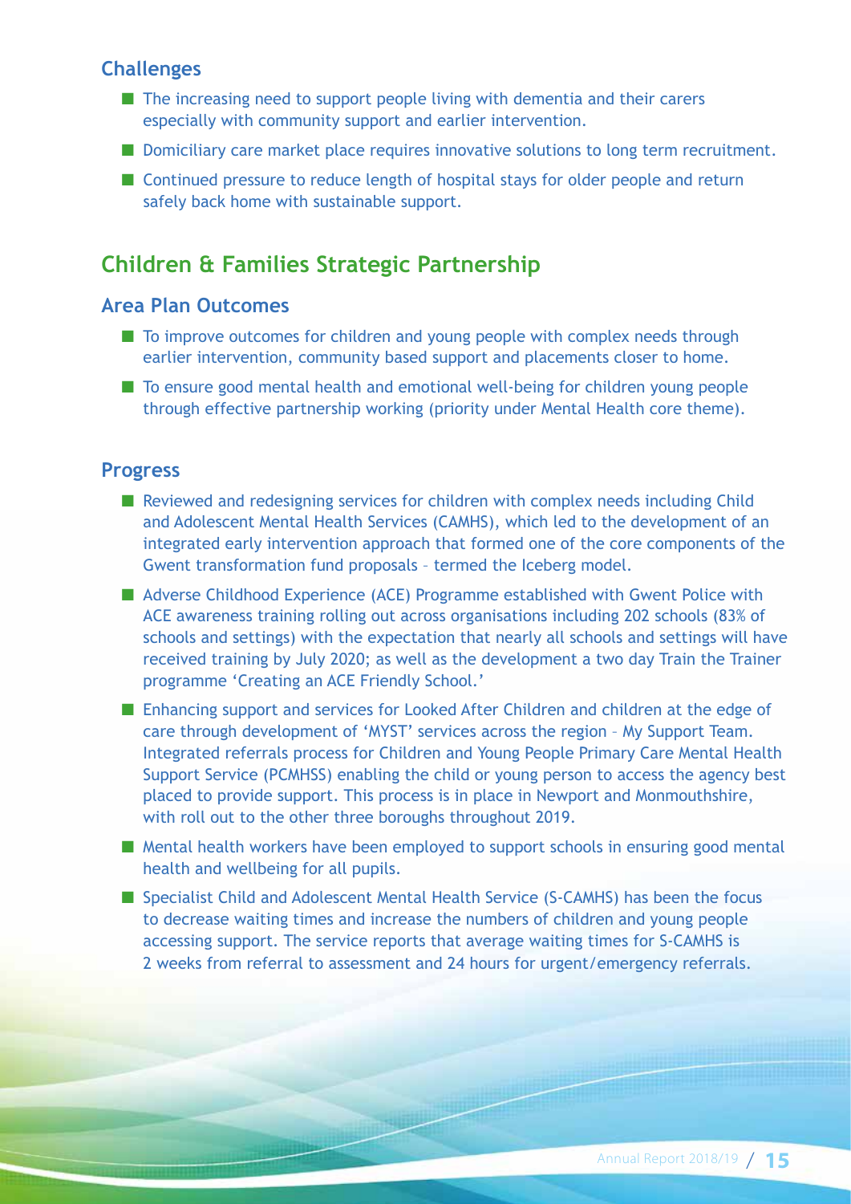### Challenges

- The increasing need to support people living with dementia and their carers especially with community support and earlier intervention.
- Domiciliary care market place requires innovative solutions to long term recruitment.
- Continued pressure to reduce length of hospital stays for older people and return safely back home with sustainable support.

## Children & Families Strategic Partnership

### Area Plan Outcomes

- To improve outcomes for children and young people with complex needs through earlier intervention, community based support and placements closer to home.
- To ensure good mental health and emotional well-being for children young people through effective partnership working (priority under Mental Health core theme).

### Progress

- Reviewed and redesigning services for children with complex needs including Child and Adolescent Mental Health Services (CAMHS), which led to the development of an integrated early intervention approach that formed one of the core components of the Gwent transformation fund proposals – termed the Iceberg model.
- Adverse Childhood Experience (ACE) Programme established with Gwent Police with ACE awareness training rolling out across organisations including 202 schools (83% of schools and settings) with the expectation that nearly all schools and settings will have received training by July 2020; as well as the development a two day Train the Trainer programme 'Creating an ACE Friendly School.'
- Enhancing support and services for Looked After Children and children at the edge of care through development of 'MYST' services across the region – My Support Team. Integrated referrals process for Children and Young People Primary Care Mental Health Support Service (PCMHSS) enabling the child or young person to access the agency best placed to provide support. This process is in place in Newport and Monmouthshire, with roll out to the other three boroughs throughout 2019.
- Mental health workers have been employed to support schools in ensuring good mental health and wellbeing for all pupils.
- Specialist Child and Adolescent Mental Health Service (S-CAMHS) has been the focus to decrease waiting times and increase the numbers of children and young people accessing support. The service reports that average waiting times for S-CAMHS is 2 weeks from referral to assessment and 24 hours for urgent/emergency referrals.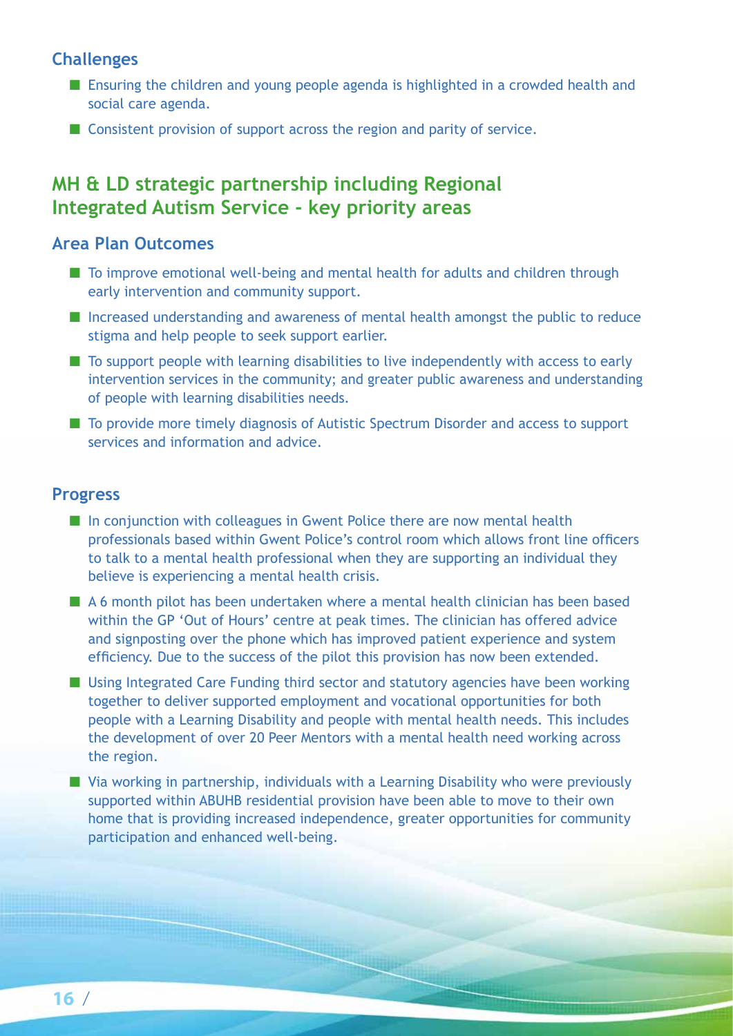### Challenges

- Ensuring the children and young people agenda is highlighted in a crowded health and social care agenda.
- Consistent provision of support across the region and parity of service.

## MH & LD strategic partnership including Regional Integrated Autism Service - key priority areas

### Area Plan Outcomes

- To improve emotional well-being and mental health for adults and children through early intervention and community support.
- Increased understanding and awareness of mental health amongst the public to reduce stigma and help people to seek support earlier.
- To support people with learning disabilities to live independently with access to early intervention services in the community; and greater public awareness and understanding of people with learning disabilities needs.
- To provide more timely diagnosis of Autistic Spectrum Disorder and access to support services and information and advice.

### Progress

- In conjunction with colleagues in Gwent Police there are now mental health professionals based within Gwent Police's control room which allows front line officers to talk to a mental health professional when they are supporting an individual they believe is experiencing a mental health crisis.
- A 6 month pilot has been undertaken where a mental health clinician has been based within the GP 'Out of Hours' centre at peak times. The clinician has offered advice and signposting over the phone which has improved patient experience and system efficiency. Due to the success of the pilot this provision has now been extended.
- Using Integrated Care Funding third sector and statutory agencies have been working together to deliver supported employment and vocational opportunities for both people with a Learning Disability and people with mental health needs. This includes the development of over 20 Peer Mentors with a mental health need working across the region.
- Via working in partnership, individuals with a Learning Disability who were previously supported within ABUHB residential provision have been able to move to their own home that is providing increased independence, greater opportunities for community participation and enhanced well-being.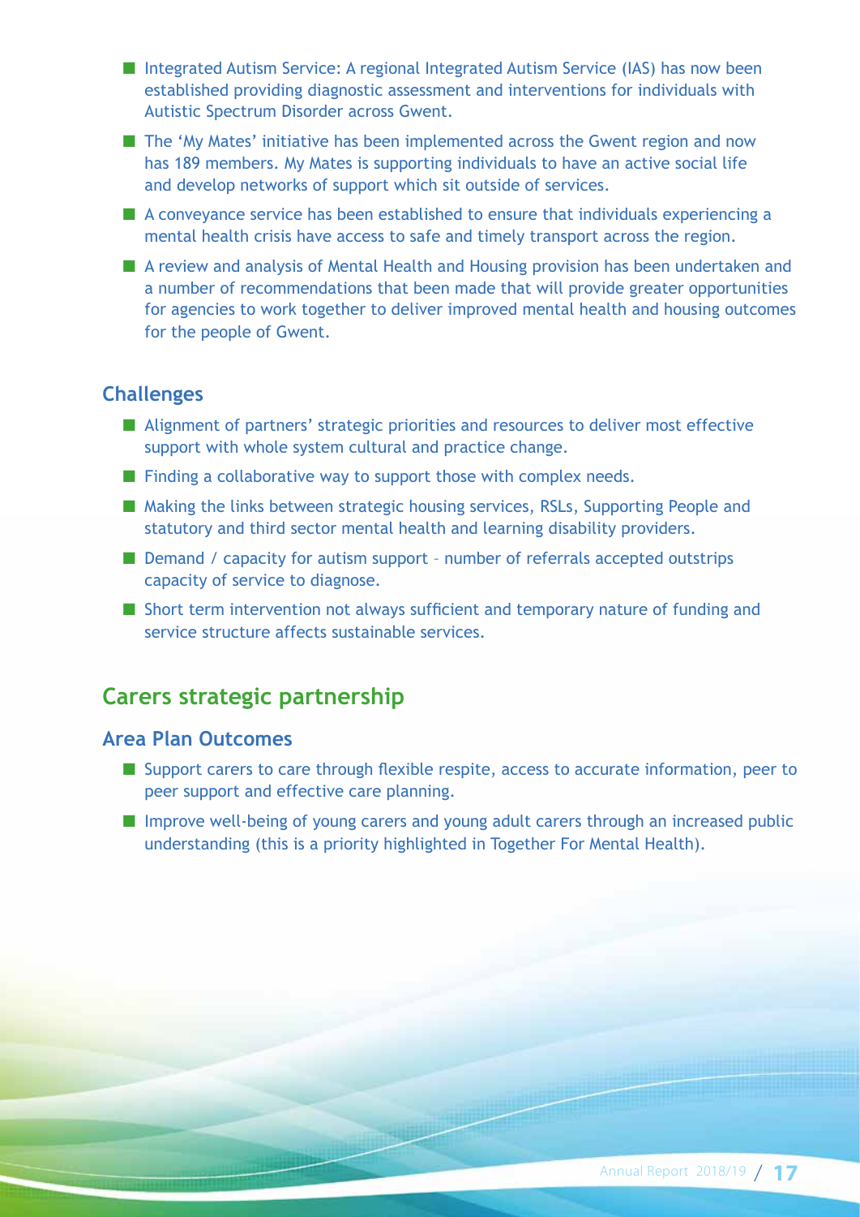- Integrated Autism Service: A regional Integrated Autism Service (IAS) has now been established providing diagnostic assessment and interventions for individuals with Autistic Spectrum Disorder across Gwent.
- The 'My Mates' initiative has been implemented across the Gwent region and now has 189 members. My Mates is supporting individuals to have an active social life and develop networks of support which sit outside of services.
- A conveyance service has been established to ensure that individuals experiencing a mental health crisis have access to safe and timely transport across the region.
- A review and analysis of Mental Health and Housing provision has been undertaken and a number of recommendations that been made that will provide greater opportunities for agencies to work together to deliver improved mental health and housing outcomes for the people of Gwent.

### Challenges

- Alignment of partners' strategic priorities and resources to deliver most effective support with whole system cultural and practice change.
- Finding a collaborative way to support those with complex needs.
- Making the links between strategic housing services, RSLs, Supporting People and statutory and third sector mental health and learning disability providers.
- Demand / capacity for autism support – number of referrals accepted outstrips capacity of service to diagnose.
- Short term intervention not always sufficient and temporary nature of funding and service structure affects sustainable services.

## Carers strategic partnership

### Area Plan Outcomes

- Support carers to care through flexible respite, access to accurate information, peer to peer support and effective care planning.
- Improve well-being of young carers and young adult carers through an increased public understanding (this is a priority highlighted in Together For Mental Health).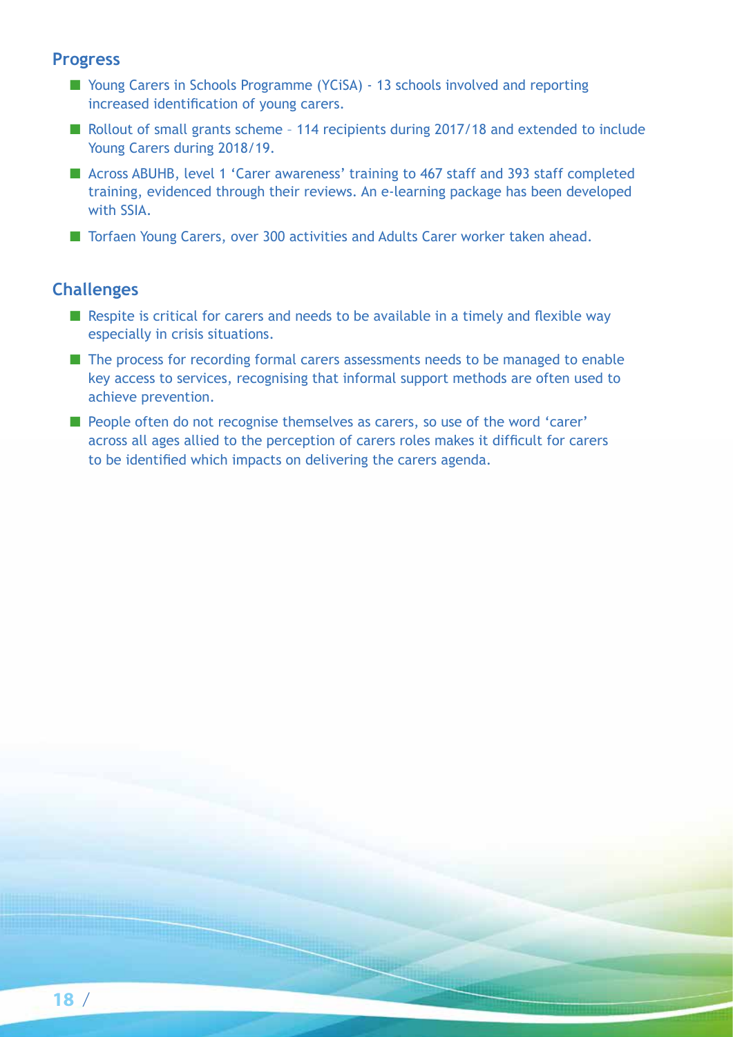## Progress

- Young Carers in Schools Programme (YCiSA) - 13 schools involved and reporting increased identification of young carers.
- Rollout of small grants scheme – 114 recipients during 2017/18 and extended to include Young Carers during 2018/19.
- Across ABUHB, level 1 'Carer awareness' training to 467 staff and 393 staff completed training, evidenced through their reviews. An e-learning package has been developed with SSIA.
- Torfaen Young Carers, over 300 activities and Adults Carer worker taken ahead.

## Challenges

- Respite is critical for carers and needs to be available in a timely and flexible way especially in crisis situations.
- The process for recording formal carers assessments needs to be managed to enable key access to services, recognising that informal support methods are often used to achieve prevention.
- People often do not recognise themselves as carers, so use of the word 'carer' across all ages allied to the perception of carers roles makes it difficult for carers to be identified which impacts on delivering the carers agenda.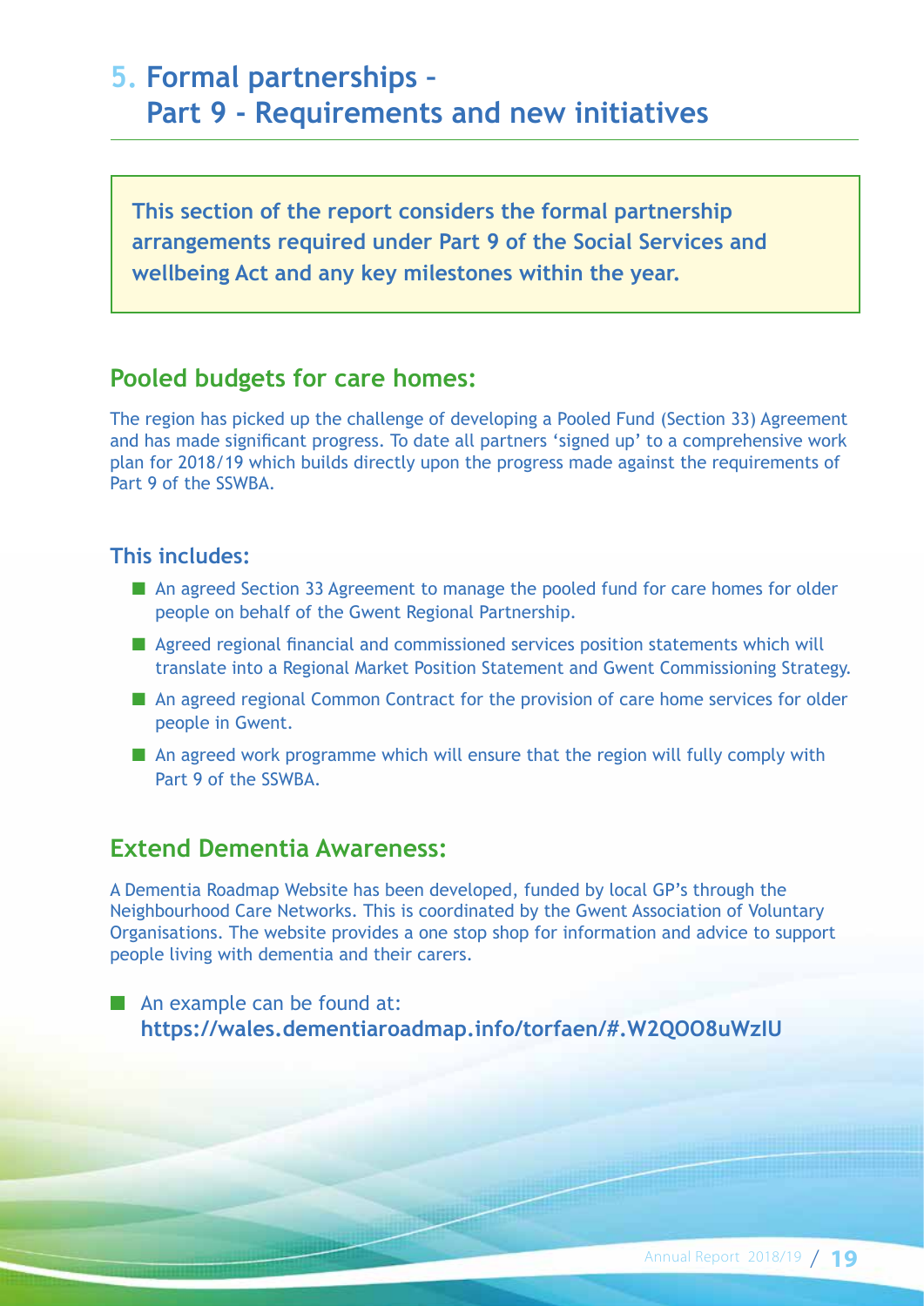# 5. Formal partnerships – Part 9 - Requirements and new initiatives

**This section of the report considers the formal partnership arrangements required under Part 9 of the Social Services and wellbeing Act and any key milestones within the year.**

## Pooled budgets for care homes:

The region has picked up the challenge of developing a Pooled Fund (Section 33) Agreement and has made significant progress. To date all partners 'signed up' to a comprehensive work plan for 2018/19 which builds directly upon the progress made against the requirements of Part 9 of the SSWBA.

### This includes:

- An agreed Section 33 Agreement to manage the pooled fund for care homes for older people on behalf of the Gwent Regional Partnership.
- Agreed regional financial and commissioned services position statements which will translate into a Regional Market Position Statement and Gwent Commissioning Strategy.
- An agreed regional Common Contract for the provision of care home services for older people in Gwent.
- An agreed work programme which will ensure that the region will fully comply with Part 9 of the SSWBA.

## Extend Dementia Awareness:

A Dementia Roadmap Website has been developed, funded by local GP's through the Neighbourhood Care Networks. This is coordinated by the Gwent Association of Voluntary Organisations. The website provides a one stop shop for information and advice to support people living with dementia and their carers.

- An example can be found at: **https://wales.dementiaroadmap.info/torfaen/#.W2QOO8uWzIU**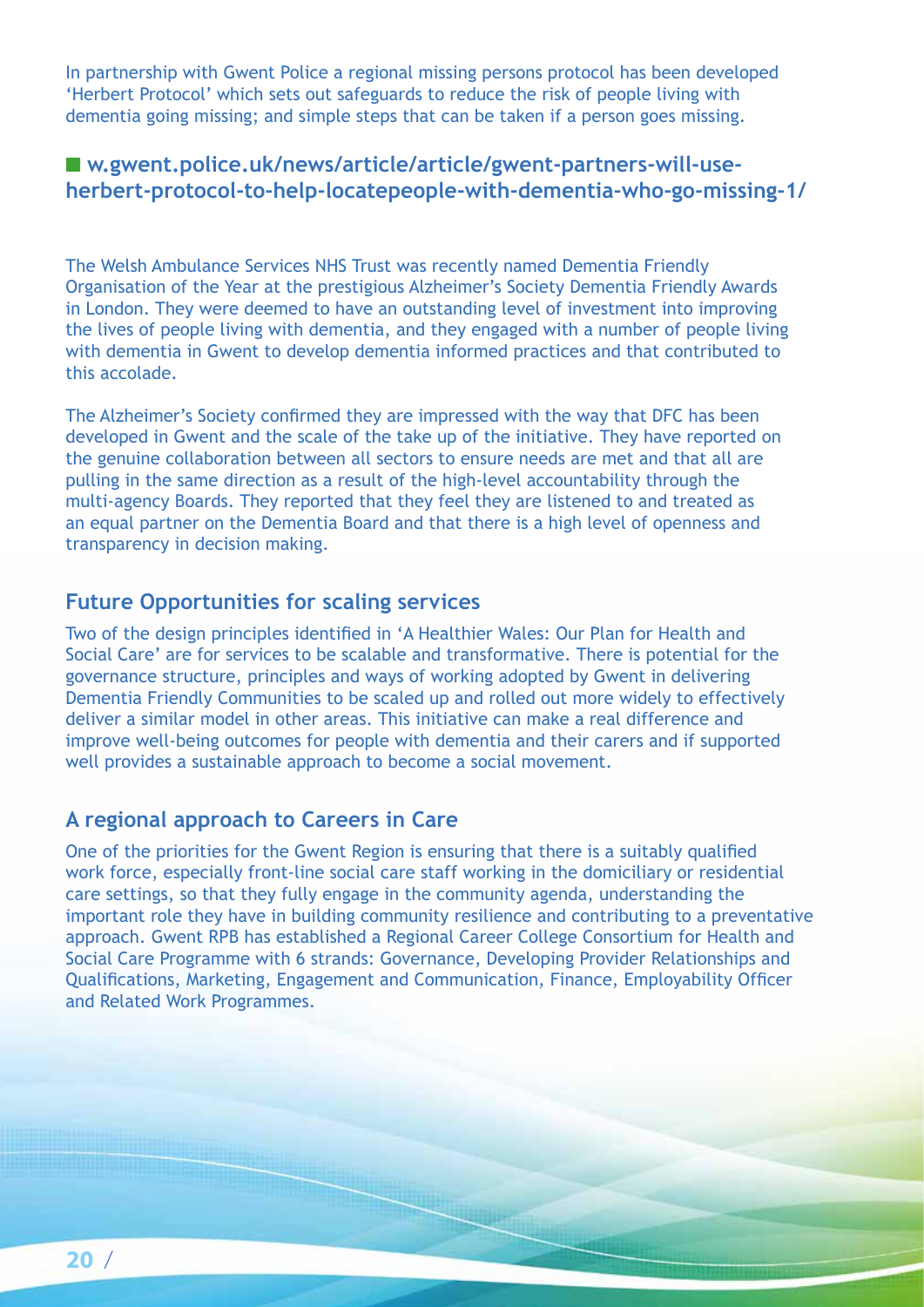In partnership with Gwent Police a regional missing persons protocol has been developed 'Herbert Protocol' which sets out safeguards to reduce the risk of people living with dementia going missing; and simple steps that can be taken if a person goes missing.

- **w.gwent.police.uk/news/article/article/gwent-partners-will-use-herbert-protocol-to-help-locatepeople-with-dementia-who-go-missing-1/**

The Welsh Ambulance Services NHS Trust was recently named Dementia Friendly Organisation of the Year at the prestigious Alzheimer's Society Dementia Friendly Awards in London. They were deemed to have an outstanding level of investment into improving the lives of people living with dementia, and they engaged with a number of people living with dementia in Gwent to develop dementia informed practices and that contributed to this accolade.

The Alzheimer's Society confirmed they are impressed with the way that DFC has been developed in Gwent and the scale of the take up of the initiative. They have reported on the genuine collaboration between all sectors to ensure needs are met and that all are pulling in the same direction as a result of the high-level accountability through the multi-agency Boards. They reported that they feel they are listened to and treated as an equal partner on the Dementia Board and that there is a high level of openness and transparency in decision making.

## Future Opportunities for scaling services

Two of the design principles identified in 'A Healthier Wales: Our Plan for Health and Social Care' are for services to be scalable and transformative. There is potential for the governance structure, principles and ways of working adopted by Gwent in delivering Dementia Friendly Communities to be scaled up and rolled out more widely to effectively deliver a similar model in other areas. This initiative can make a real difference and improve well-being outcomes for people with dementia and their carers and if supported well provides a sustainable approach to become a social movement.

## A regional approach to Careers in Care

One of the priorities for the Gwent Region is ensuring that there is a suitably qualified work force, especially front-line social care staff working in the domiciliary or residential care settings, so that they fully engage in the community agenda, understanding the important role they have in building community resilience and contributing to a preventative approach. Gwent RPB has established a Regional Career College Consortium for Health and Social Care Programme with 6 strands: Governance, Developing Provider Relationships and Qualifications, Marketing, Engagement and Communication, Finance, Employability Officer and Related Work Programmes.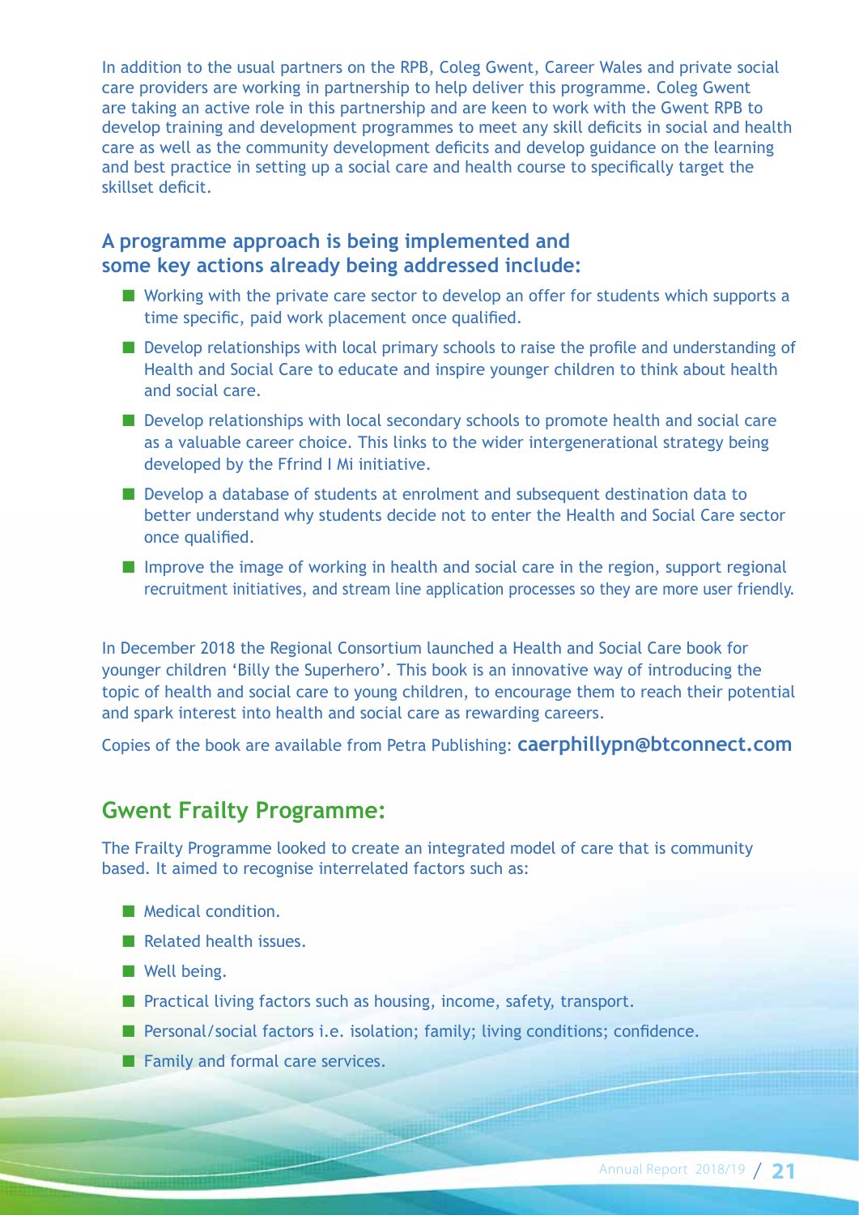In addition to the usual partners on the RPB, Coleg Gwent, Career Wales and private social care providers are working in partnership to help deliver this programme. Coleg Gwent are taking an active role in this partnership and are keen to work with the Gwent RPB to develop training and development programmes to meet any skill deficits in social and health care as well as the community development deficits and develop guidance on the learning and best practice in setting up a social care and health course to specifically target the skillset deficit.

### A programme approach is being implemented and some key actions already being addressed include:

- Working with the private care sector to develop an offer for students which supports a time specific, paid work placement once qualified.
- Develop relationships with local primary schools to raise the profile and understanding of Health and Social Care to educate and inspire younger children to think about health and social care.
- Develop relationships with local secondary schools to promote health and social care as a valuable career choice. This links to the wider intergenerational strategy being developed by the Ffrind I Mi initiative.
- Develop a database of students at enrolment and subsequent destination data to better understand why students decide not to enter the Health and Social Care sector once qualified.
- Improve the image of working in health and social care in the region, support regional recruitment initiatives, and stream line application processes so they are more user friendly.

In December 2018 the Regional Consortium launched a Health and Social Care book for younger children 'Billy the Superhero'. This book is an innovative way of introducing the topic of health and social care to young children, to encourage them to reach their potential and spark interest into health and social care as rewarding careers.

Copies of the book are available from Petra Publishing: **caerphillypn@btconnect.com**

## Gwent Frailty Programme:

The Frailty Programme looked to create an integrated model of care that is community based. It aimed to recognise interrelated factors such as:

- Medical condition.
- Related health issues.
- Well being.
- Practical living factors such as housing, income, safety, transport.
- Personal/social factors i.e. isolation; family; living conditions; confidence.
- Family and formal care services.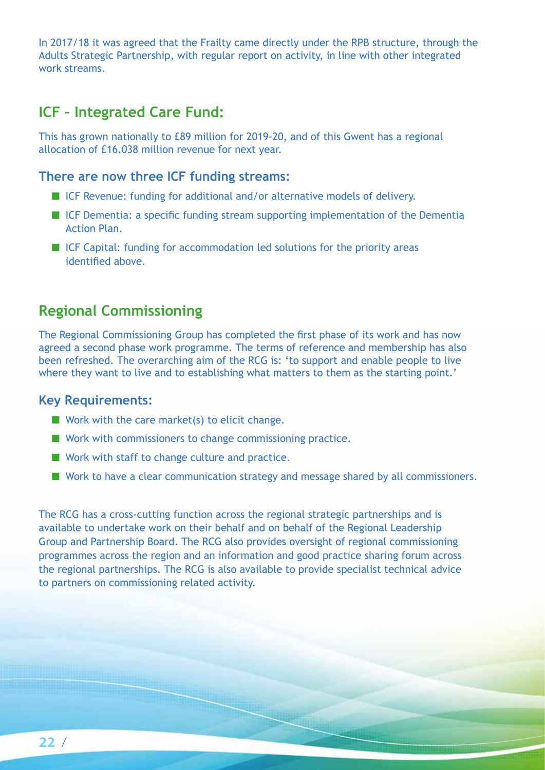In 2017/18 it was agreed that the Frailty came directly under the RPB structure, through the Adults Strategic Partnership, with regular report on activity, in line with other integrated work streams.

## ICF – Integrated Care Fund:

This has grown nationally to £89 million for 2019-20, and of this Gwent has a regional allocation of £16.038 million revenue for next year.

### There are now three ICF funding streams:

- ICF Revenue: funding for additional and/or alternative models of delivery.
- ICF Dementia: a specific funding stream supporting implementation of the Dementia Action Plan.
- ICF Capital: funding for accommodation led solutions for the priority areas identified above.

## Regional Commissioning

The Regional Commissioning Group has completed the first phase of its work and has now agreed a second phase work programme. The terms of reference and membership has also been refreshed. The overarching aim of the RCG is: 'to support and enable people to live where they want to live and to establishing what matters to them as the starting point.'

### Key Requirements:

- Work with the care market(s) to elicit change.
- Work with commissioners to change commissioning practice.
- Work with staff to change culture and practice.
- Work to have a clear communication strategy and message shared by all commissioners.

The RCG has a cross-cutting function across the regional strategic partnerships and is available to undertake work on their behalf and on behalf of the Regional Leadership Group and Partnership Board. The RCG also provides oversight of regional commissioning programmes across the region and an information and good practice sharing forum across the regional partnerships. The RCG is also available to provide specialist technical advice to partners on commissioning related activity.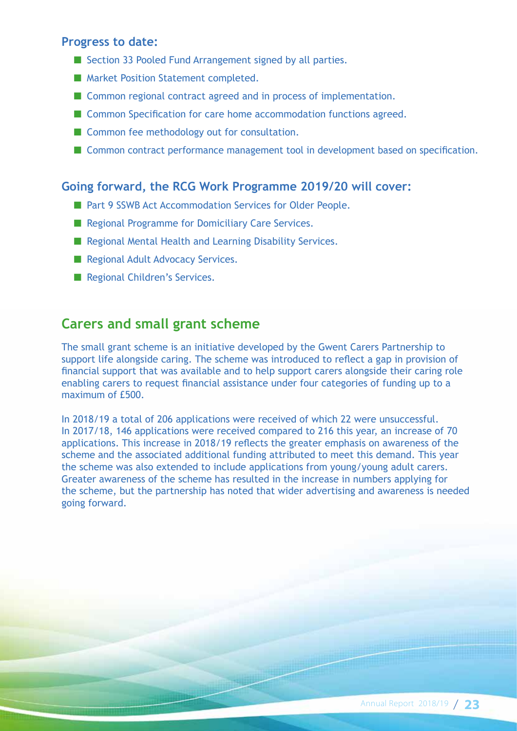**Progress to date:**

- Section 33 Pooled Fund Arrangement signed by all parties.
- Market Position Statement completed.
- Common regional contract agreed and in process of implementation.
- Common Specification for care home accommodation functions agreed.
- Common fee methodology out for consultation.
- Common contract performance management tool in development based on specification.

**Going forward, the RCG Work Programme 2019/20 will cover:**

- Part 9 SSWB Act Accommodation Services for Older People.
- Regional Programme for Domiciliary Care Services.
- Regional Mental Health and Learning Disability Services.
- Regional Adult Advocacy Services.
- Regional Children's Services.

## Carers and small grant scheme

The small grant scheme is an initiative developed by the Gwent Carers Partnership to support life alongside caring. The scheme was introduced to reflect a gap in provision of financial support that was available and to help support carers alongside their caring role enabling carers to request financial assistance under four categories of funding up to a maximum of £500.

In 2018/19 a total of 206 applications were received of which 22 were unsuccessful. In 2017/18, 146 applications were received compared to 216 this year, an increase of 70 applications. This increase in 2018/19 reflects the greater emphasis on awareness of the scheme and the associated additional funding attributed to meet this demand. This year the scheme was also extended to include applications from young/young adult carers. Greater awareness of the scheme has resulted in the increase in numbers applying for the scheme, but the partnership has noted that wider advertising and awareness is needed going forward.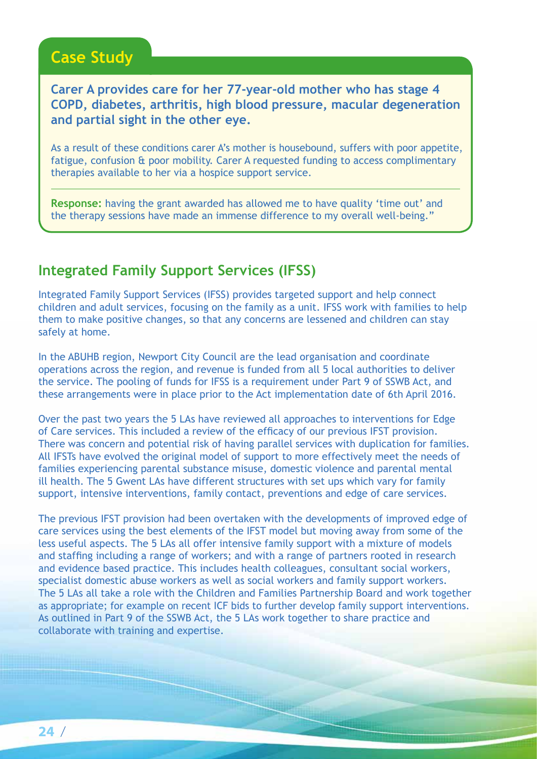## Case Study

**Carer A provides care for her 77-year-old mother who has stage 4 COPD, diabetes, arthritis, high blood pressure, macular degeneration and partial sight in the other eye.**

As a result of these conditions carer A's mother is housebound, suffers with poor appetite, fatigue, confusion & poor mobility. Carer A requested funding to access complimentary therapies available to her via a hospice support service.

**Response:** having the grant awarded has allowed me to have quality 'time out' and the therapy sessions have made an immense difference to my overall well-being."

## Integrated Family Support Services (IFSS)

Integrated Family Support Services (IFSS) provides targeted support and help connect children and adult services, focusing on the family as a unit. IFSS work with families to help them to make positive changes, so that any concerns are lessened and children can stay safely at home.

In the ABUHB region, Newport City Council are the lead organisation and coordinate operations across the region, and revenue is funded from all 5 local authorities to deliver the service. The pooling of funds for IFSS is a requirement under Part 9 of SSWB Act, and these arrangements were in place prior to the Act implementation date of 6th April 2016.

Over the past two years the 5 LAs have reviewed all approaches to interventions for Edge of Care services. This included a review of the efficacy of our previous IFST provision. There was concern and potential risk of having parallel services with duplication for families. All IFSTs have evolved the original model of support to more effectively meet the needs of families experiencing parental substance misuse, domestic violence and parental mental ill health. The 5 Gwent LAs have different structures with set ups which vary for family support, intensive interventions, family contact, preventions and edge of care services.

The previous IFST provision had been overtaken with the developments of improved edge of care services using the best elements of the IFST model but moving away from some of the less useful aspects. The 5 LAs all offer intensive family support with a mixture of models and staffing including a range of workers; and with a range of partners rooted in research and evidence based practice. This includes health colleagues, consultant social workers, specialist domestic abuse workers as well as social workers and family support workers. The 5 LAs all take a role with the Children and Families Partnership Board and work together as appropriate; for example on recent ICF bids to further develop family support interventions. As outlined in Part 9 of the SSWB Act, the 5 LAs work together to share practice and collaborate with training and expertise.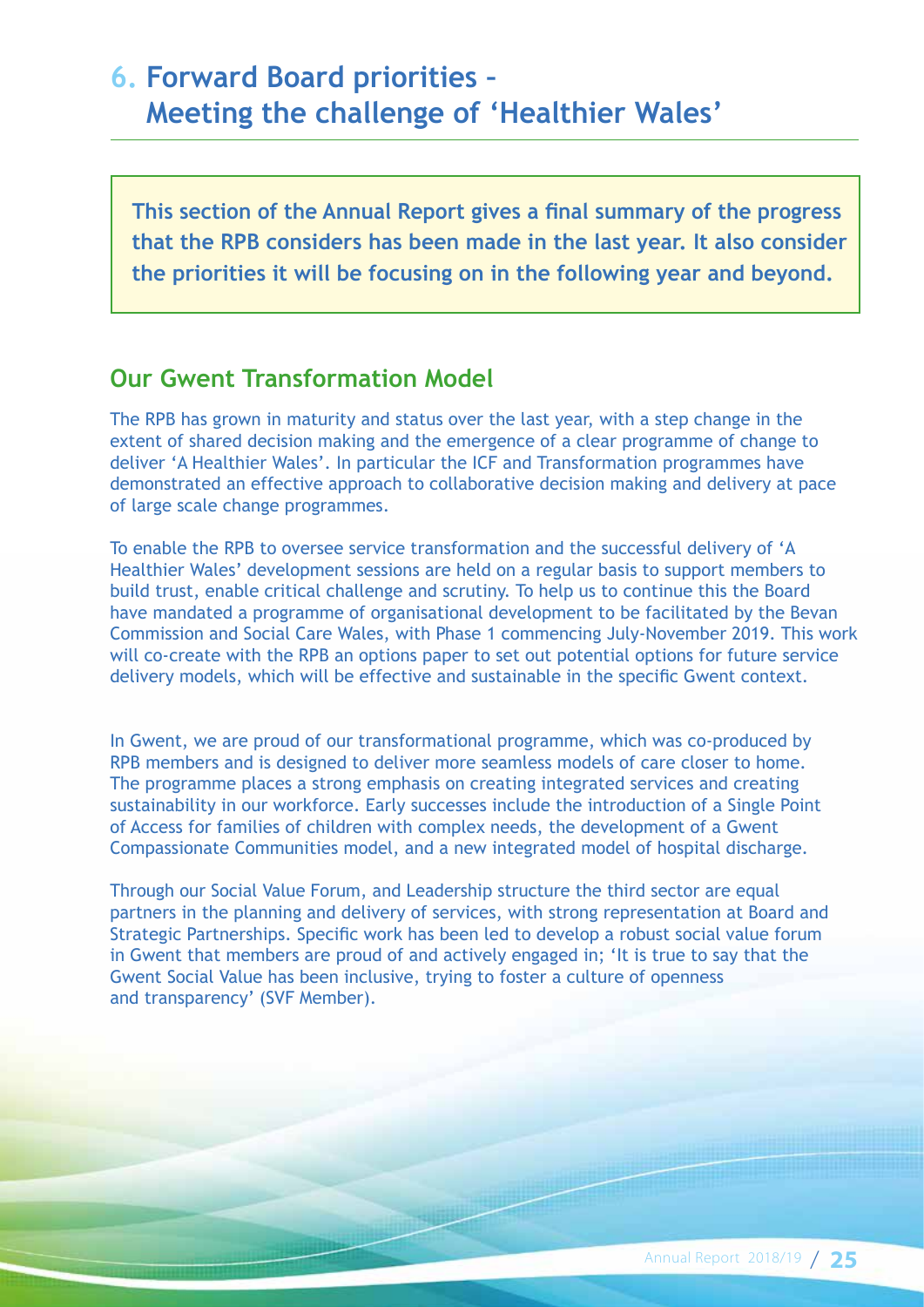# 6. Forward Board priorities – Meeting the challenge of 'Healthier Wales'

**This section of the Annual Report gives a final summary of the progress that the RPB considers has been made in the last year. It also consider the priorities it will be focusing on in the following year and beyond.**

## Our Gwent Transformation Model

The RPB has grown in maturity and status over the last year, with a step change in the extent of shared decision making and the emergence of a clear programme of change to deliver 'A Healthier Wales'. In particular the ICF and Transformation programmes have demonstrated an effective approach to collaborative decision making and delivery at pace of large scale change programmes.

To enable the RPB to oversee service transformation and the successful delivery of 'A Healthier Wales' development sessions are held on a regular basis to support members to build trust, enable critical challenge and scrutiny. To help us to continue this the Board have mandated a programme of organisational development to be facilitated by the Bevan Commission and Social Care Wales, with Phase 1 commencing July-November 2019. This work will co-create with the RPB an options paper to set out potential options for future service delivery models, which will be effective and sustainable in the specific Gwent context.

In Gwent, we are proud of our transformational programme, which was co-produced by RPB members and is designed to deliver more seamless models of care closer to home. The programme places a strong emphasis on creating integrated services and creating sustainability in our workforce. Early successes include the introduction of a Single Point of Access for families of children with complex needs, the development of a Gwent Compassionate Communities model, and a new integrated model of hospital discharge.

Through our Social Value Forum, and Leadership structure the third sector are equal partners in the planning and delivery of services, with strong representation at Board and Strategic Partnerships. Specific work has been led to develop a robust social value forum in Gwent that members are proud of and actively engaged in; 'It is true to say that the Gwent Social Value has been inclusive, trying to foster a culture of openness and transparency' (SVF Member).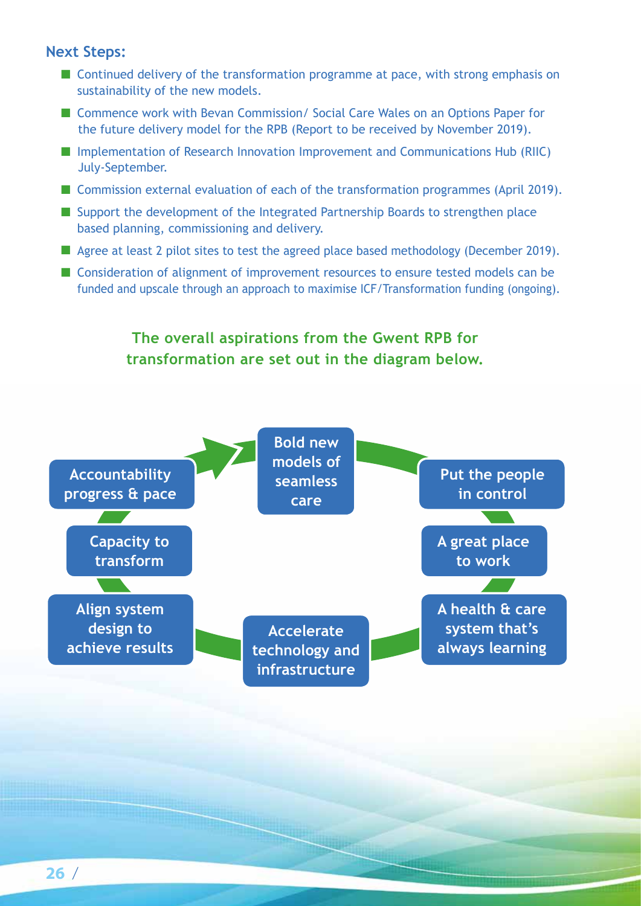### Next Steps:

- Continued delivery of the transformation programme at pace, with strong emphasis on sustainability of the new models.
- Commence work with Bevan Commission/ Social Care Wales on an Options Paper for the future delivery model for the RPB (Report to be received by November 2019).
- Implementation of Research Innovation Improvement and Communications Hub (RIIC) July-September.
- Commission external evaluation of each of the transformation programmes (April 2019).
- Support the development of the Integrated Partnership Boards to strengthen place based planning, commissioning and delivery.
- Agree at least 2 pilot sites to test the agreed place based methodology (December 2019).
- Consideration of alignment of improvement resources to ensure tested models can be funded and upscale through an approach to maximise ICF/Transformation funding (ongoing).

**The overall aspirations from the Gwent RPB for transformation are set out in the diagram below.**

- Bold new models of seamless care
- Put the people in control
- A great place to work
- A health & care system that's always learning
- Accelerate technology and infrastructure
- Align system design to achieve results
- Capacity to transform
- Accountability progress & pace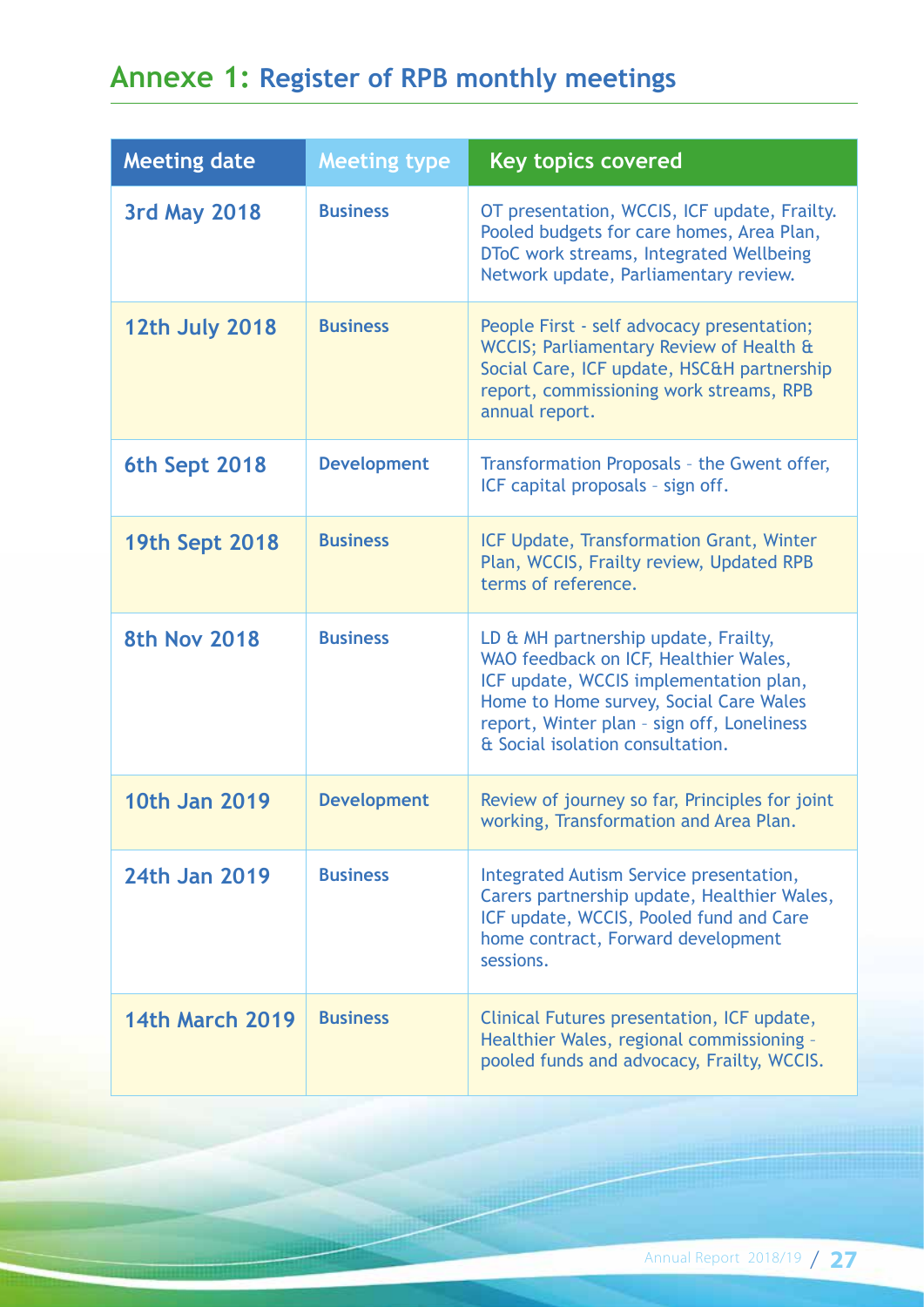## Annexe 1: Register of RPB monthly meetings

| Meeting date | Meeting type | Key topics covered |
|---|---|---|
| 3rd May 2018 | Business | OT presentation, WCCIS, ICF update, Frailty. Pooled budgets for care homes, Area Plan, DToC work streams, Integrated Wellbeing Network update, Parliamentary review. |
| 12th July 2018 | Business | People First - self advocacy presentation; WCCIS; Parliamentary Review of Health & Social Care, ICF update, HSC&H partnership report, commissioning work streams, RPB annual report. |
| 6th Sept 2018 | Development | Transformation Proposals – the Gwent offer, ICF capital proposals – sign off. |
| 19th Sept 2018 | Business | ICF Update, Transformation Grant, Winter Plan, WCCIS, Frailty review, Updated RPB terms of reference. |
| 8th Nov 2018 | Business | LD & MH partnership update, Frailty, WAO feedback on ICF, Healthier Wales, ICF update, WCCIS implementation plan, Home to Home survey, Social Care Wales report, Winter plan – sign off, Loneliness & Social isolation consultation. |
| 10th Jan 2019 | Development | Review of journey so far, Principles for joint working, Transformation and Area Plan. |
| 24th Jan 2019 | Business | Integrated Autism Service presentation, Carers partnership update, Healthier Wales, ICF update, WCCIS, Pooled fund and Care home contract, Forward development sessions. |
| 14th March 2019 | Business | Clinical Futures presentation, ICF update, Healthier Wales, regional commissioning – pooled funds and advocacy, Frailty, WCCIS. |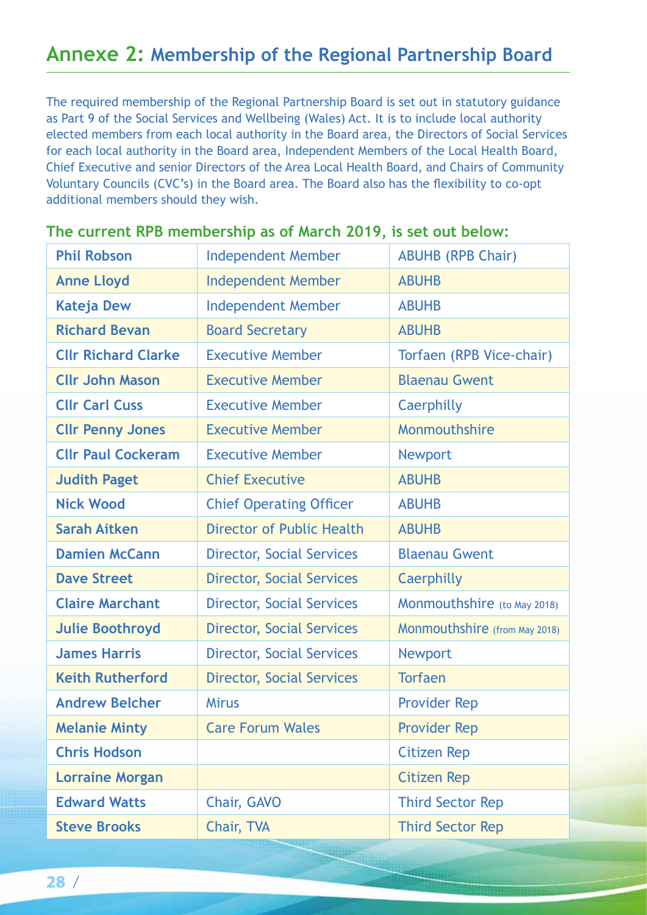## Annexe 2: Membership of the Regional Partnership Board

The required membership of the Regional Partnership Board is set out in statutory guidance as Part 9 of the Social Services and Wellbeing (Wales) Act. It is to include local authority elected members from each local authority in the Board area, the Directors of Social Services for each local authority in the Board area, Independent Members of the Local Health Board, Chief Executive and senior Directors of the Area Local Health Board, and Chairs of Community Voluntary Councils (CVC's) in the Board area. The Board also has the flexibility to co-opt additional members should they wish.

### The current RPB membership as of March 2019, is set out below:

| | | |
|---|---|---|
| **Phil Robson** | Independent Member | ABUHB (RPB Chair) |
| **Anne Lloyd** | Independent Member | ABUHB |
| **Kateja Dew** | Independent Member | ABUHB |
| **Richard Bevan** | Board Secretary | ABUHB |
| **Cllr Richard Clarke** | Executive Member | Torfaen (RPB Vice-chair) |
| **Cllr John Mason** | Executive Member | Blaenau Gwent |
| **Cllr Carl Cuss** | Executive Member | Caerphilly |
| **Cllr Penny Jones** | Executive Member | Monmouthshire |
| **Cllr Paul Cockeram** | Executive Member | Newport |
| **Judith Paget** | Chief Executive | ABUHB |
| **Nick Wood** | Chief Operating Officer | ABUHB |
| **Sarah Aitken** | Director of Public Health | ABUHB |
| **Damien McCann** | Director, Social Services | Blaenau Gwent |
| **Dave Street** | Director, Social Services | Caerphilly |
| **Claire Marchant** | Director, Social Services | Monmouthshire (to May 2018) |
| **Julie Boothroyd** | Director, Social Services | Monmouthshire (from May 2018) |
| **James Harris** | Director, Social Services | Newport |
| **Keith Rutherford** | Director, Social Services | Torfaen |
| **Andrew Belcher** | Mirus | Provider Rep |
| **Melanie Minty** | Care Forum Wales | Provider Rep |
| **Chris Hodson** | | Citizen Rep |
| **Lorraine Morgan** | | Citizen Rep |
| **Edward Watts** | Chair, GAVO | Third Sector Rep |
| **Steve Brooks** | Chair, TVA | Third Sector Rep |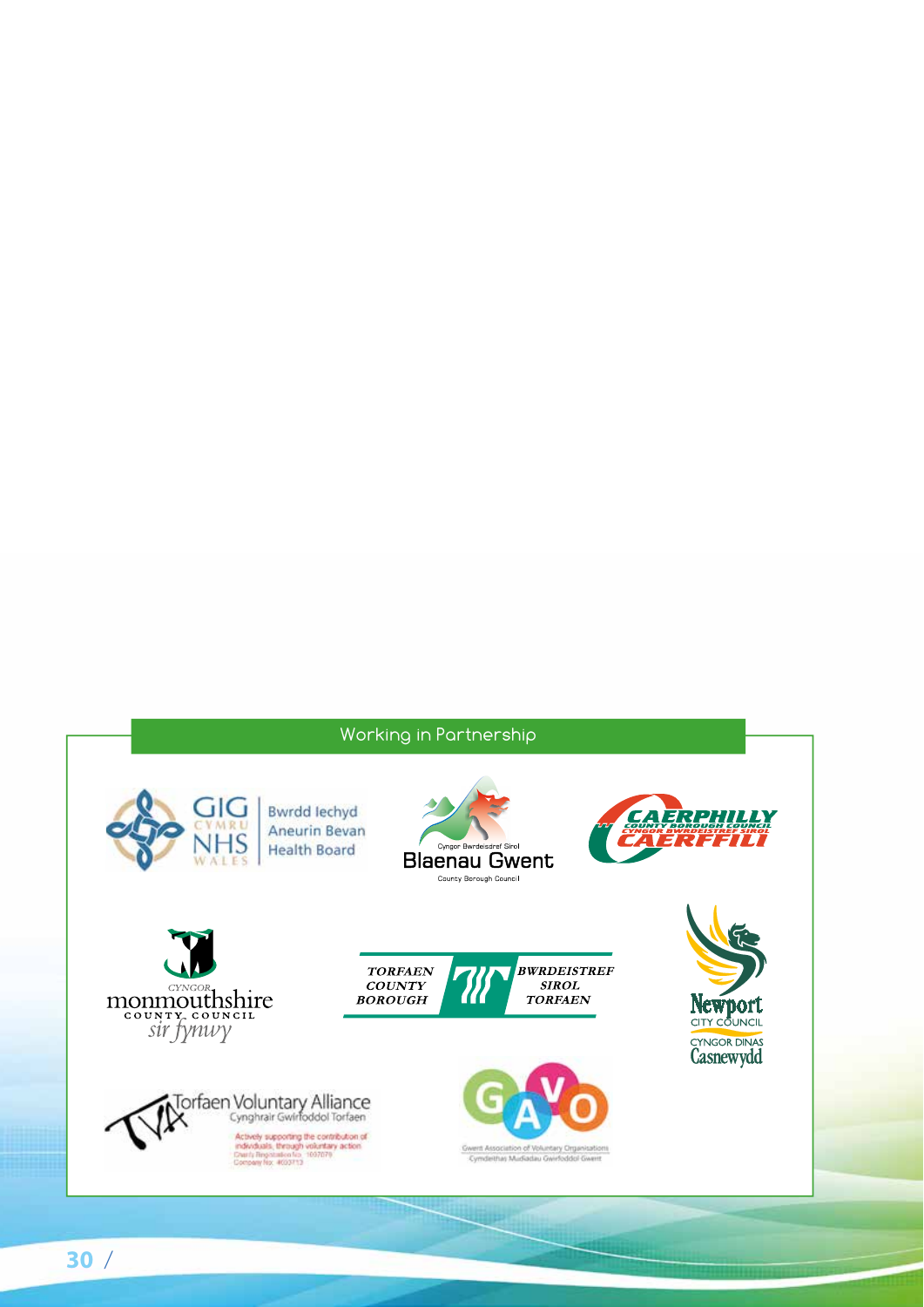## Working in Partnership

GIG CYMRU NHS WALES | Bwrdd Iechyd Aneurin Bevan Health Board

Cyngor Bwrdeistref Sirol Blaenau Gwent County Borough Council

CAERPHILLY COUNTY BOROUGH COUNCIL CYNGOR BWRDEISTREF SIROL CAERFFILI

CYNGOR monmouthshire COUNTY COUNCIL sir fynwy

TORFAEN COUNTY BOROUGH | BWRDEISTREF SIROL TORFAEN

Newport CITY COUNCIL CYNGOR DINAS Casnewydd

TVA Torfaen Voluntary Alliance Cynghrair Gwirfoddol Torfaen
Actively supporting the contribution of individuals, through voluntary action
Charity Registration No. 1007079
Company No. 4003713

GAVO Gwent Association of Voluntary Organisations Cymdeithas Mudiadau Gwirfoddol Gwent